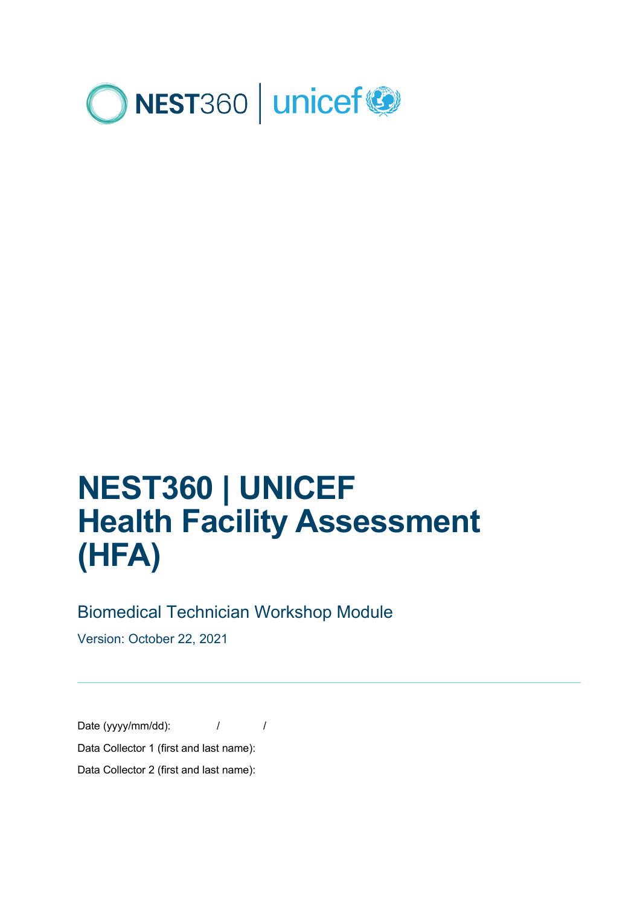NEST360 | unicef

# NEST360 | UNICEF Health Facility Assessment (HFA)

## Biomedical Technician Workshop Module

Version: October 22, 2021

---

Date (yyyy/mm/dd): / /

Data Collector 1 (first and last name):

Data Collector 2 (first and last name):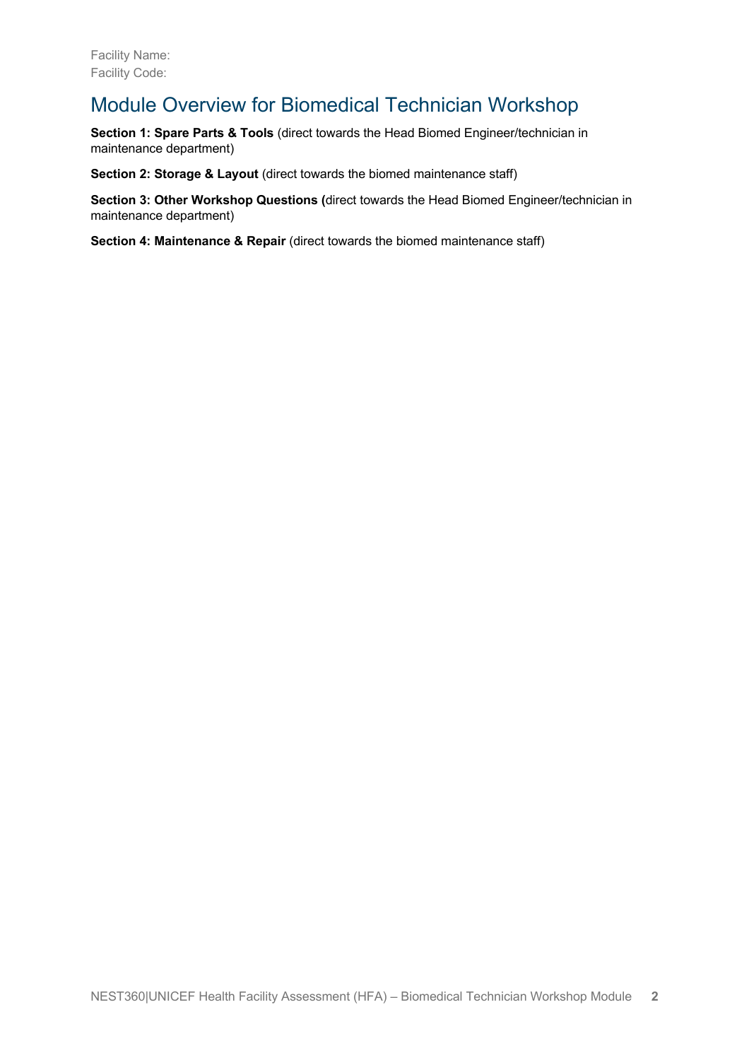Facility Name:
Facility Code:

## Module Overview for Biomedical Technician Workshop

**Section 1: Spare Parts & Tools** (direct towards the Head Biomed Engineer/technician in maintenance department)

**Section 2: Storage & Layout** (direct towards the biomed maintenance staff)

**Section 3: Other Workshop Questions (**direct towards the Head Biomed Engineer/technician in maintenance department)

**Section 4: Maintenance & Repair** (direct towards the biomed maintenance staff)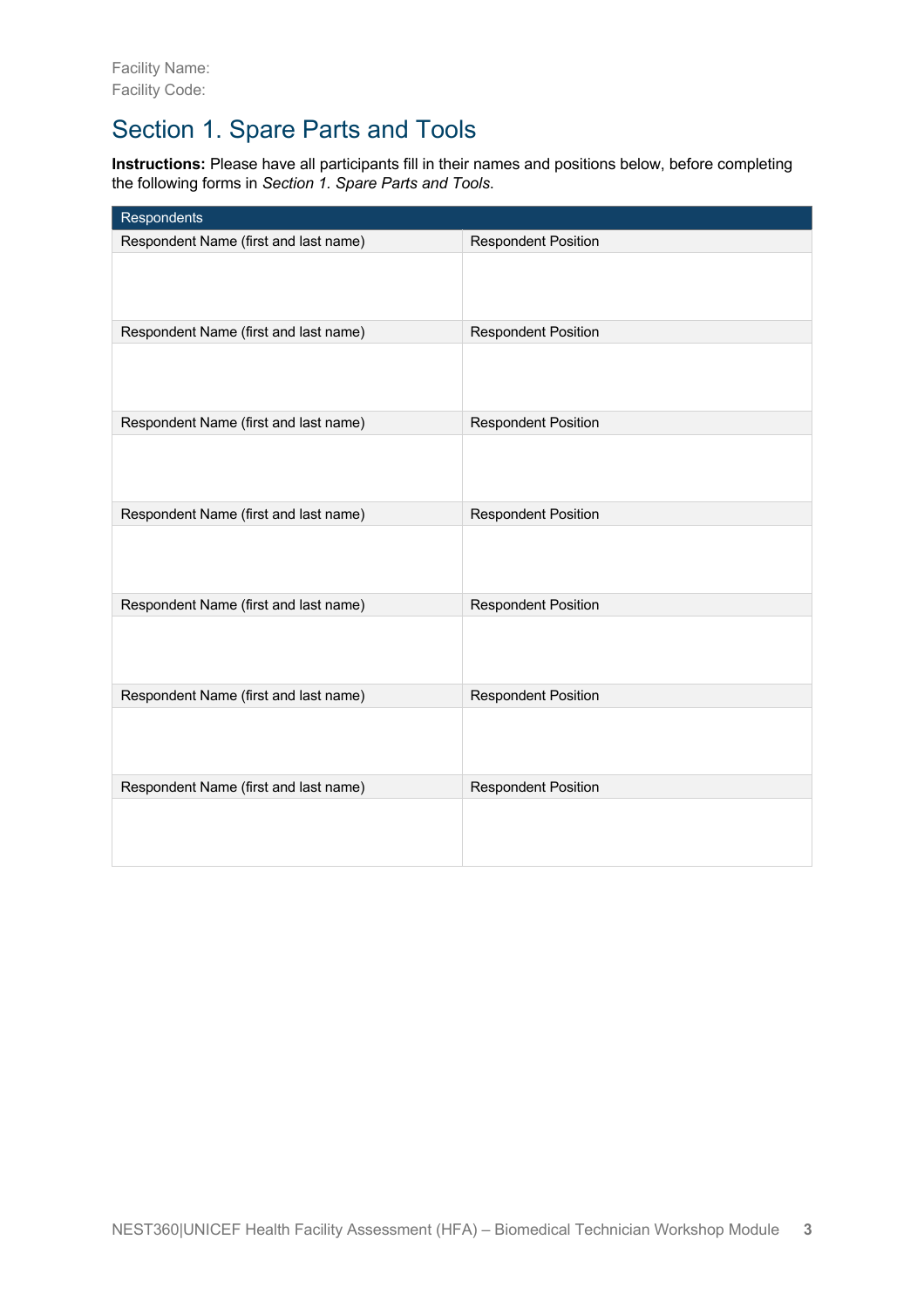Facility Name:
Facility Code:

## Section 1. Spare Parts and Tools

**Instructions:** Please have all participants fill in their names and positions below, before completing the following forms in *Section 1. Spare Parts and Tools*.

| Respondents | |
|---|---|
| Respondent Name (first and last name) | Respondent Position |
| | |
| Respondent Name (first and last name) | Respondent Position |
| | |
| Respondent Name (first and last name) | Respondent Position |
| | |
| Respondent Name (first and last name) | Respondent Position |
| | |
| Respondent Name (first and last name) | Respondent Position |
| | |
| Respondent Name (first and last name) | Respondent Position |
| | |
| Respondent Name (first and last name) | Respondent Position |
| | |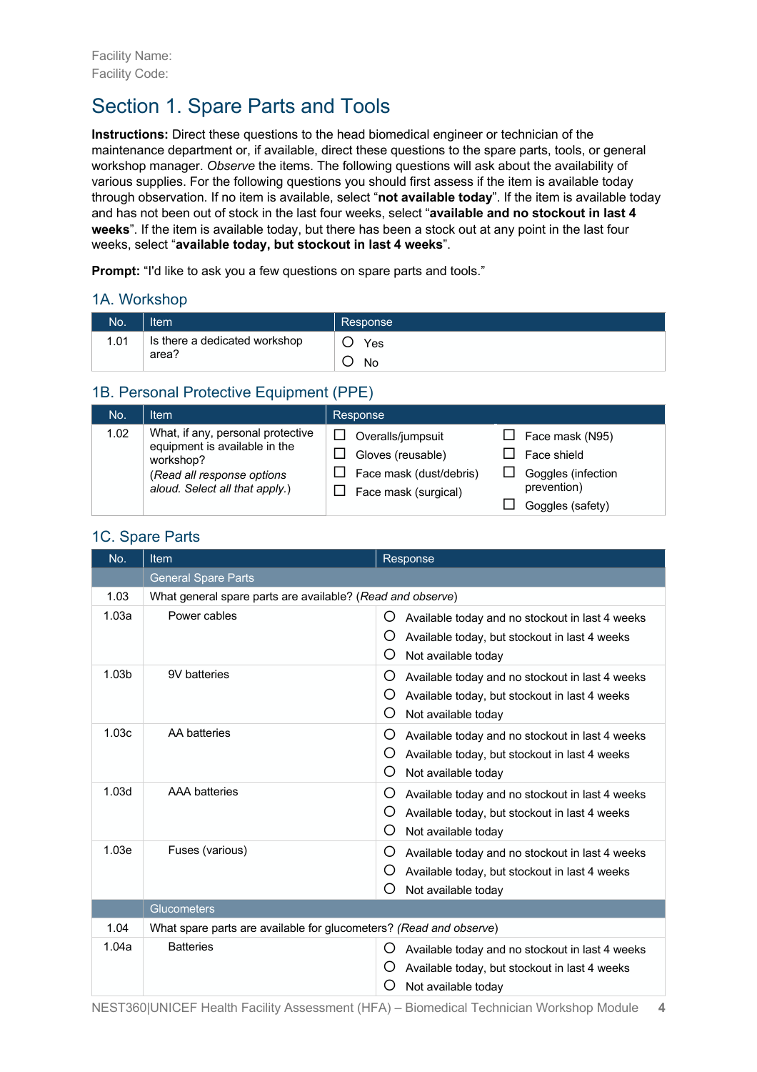Facility Name:
Facility Code:

# Section 1. Spare Parts and Tools

**Instructions:** Direct these questions to the head biomedical engineer or technician of the maintenance department or, if available, direct these questions to the spare parts, tools, or general workshop manager. *Observe* the items. The following questions will ask about the availability of various supplies. For the following questions you should first assess if the item is available today through observation. If no item is available, select "**not available today**". If the item is available today and has not been out of stock in the last four weeks, select "**available and no stockout in last 4 weeks**". If the item is available today, but there has been a stock out at any point in the last four weeks, select "**available today, but stockout in last 4 weeks**".

**Prompt:** "I'd like to ask you a few questions on spare parts and tools."

## 1A. Workshop

| No. | Item | Response |
|---|---|---|
| 1.01 | Is there a dedicated workshop area? | ○ Yes<br>○ No |

## 1B. Personal Protective Equipment (PPE)

| No. | Item | Response | |
|---|---|---|---|
| 1.02 | What, if any, personal protective equipment is available in the workshop?<br>(*Read all response options aloud. Select all that apply.*) | ☐ Overalls/jumpsuit<br>☐ Gloves (reusable)<br>☐ Face mask (dust/debris)<br>☐ Face mask (surgical) | ☐ Face mask (N95)<br>☐ Face shield<br>☐ Goggles (infection prevention)<br>☐ Goggles (safety) |

## 1C. Spare Parts

| No. | Item | Response |
|---|---|---|
| | General Spare Parts | |
| 1.03 | What general spare parts are available? (*Read and observe*) | |
| 1.03a | Power cables | ○ Available today and no stockout in last 4 weeks<br>○ Available today, but stockout in last 4 weeks<br>○ Not available today |
| 1.03b | 9V batteries | ○ Available today and no stockout in last 4 weeks<br>○ Available today, but stockout in last 4 weeks<br>○ Not available today |
| 1.03c | AA batteries | ○ Available today and no stockout in last 4 weeks<br>○ Available today, but stockout in last 4 weeks<br>○ Not available today |
| 1.03d | AAA batteries | ○ Available today and no stockout in last 4 weeks<br>○ Available today, but stockout in last 4 weeks<br>○ Not available today |
| 1.03e | Fuses (various) | ○ Available today and no stockout in last 4 weeks<br>○ Available today, but stockout in last 4 weeks<br>○ Not available today |
| | Glucometers | |
| 1.04 | What spare parts are available for glucometers? (*Read and observe*) | |
| 1.04a | Batteries | ○ Available today and no stockout in last 4 weeks<br>○ Available today, but stockout in last 4 weeks<br>○ Not available today |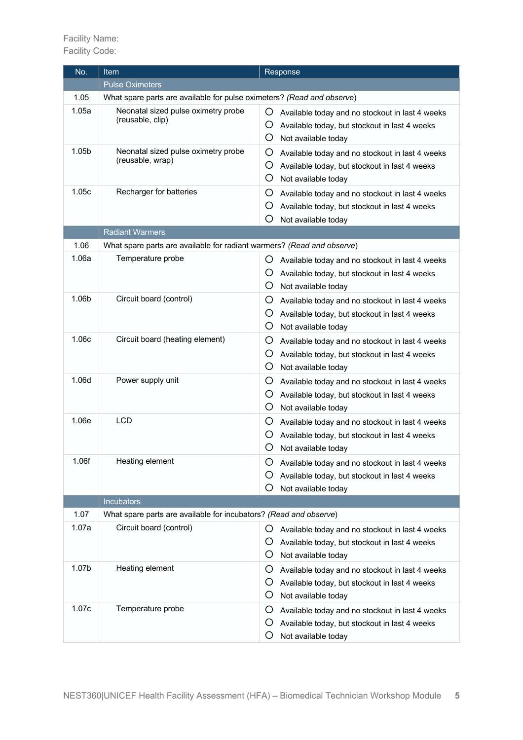Facility Name:
Facility Code:

| No. | Item | Response |
|---|---|---|
| | Pulse Oximeters | |
| 1.05 | What spare parts are available for pulse oximeters? *(Read and observe)* | |
| 1.05a | Neonatal sized pulse oximetry probe (reusable, clip) | ○ Available today and no stockout in last 4 weeks<br>○ Available today, but stockout in last 4 weeks<br>○ Not available today |
| 1.05b | Neonatal sized pulse oximetry probe (reusable, wrap) | ○ Available today and no stockout in last 4 weeks<br>○ Available today, but stockout in last 4 weeks<br>○ Not available today |
| 1.05c | Recharger for batteries | ○ Available today and no stockout in last 4 weeks<br>○ Available today, but stockout in last 4 weeks<br>○ Not available today |
| | Radiant Warmers | |
| 1.06 | What spare parts are available for radiant warmers? *(Read and observe)* | |
| 1.06a | Temperature probe | ○ Available today and no stockout in last 4 weeks<br>○ Available today, but stockout in last 4 weeks<br>○ Not available today |
| 1.06b | Circuit board (control) | ○ Available today and no stockout in last 4 weeks<br>○ Available today, but stockout in last 4 weeks<br>○ Not available today |
| 1.06c | Circuit board (heating element) | ○ Available today and no stockout in last 4 weeks<br>○ Available today, but stockout in last 4 weeks<br>○ Not available today |
| 1.06d | Power supply unit | ○ Available today and no stockout in last 4 weeks<br>○ Available today, but stockout in last 4 weeks<br>○ Not available today |
| 1.06e | LCD | ○ Available today and no stockout in last 4 weeks<br>○ Available today, but stockout in last 4 weeks<br>○ Not available today |
| 1.06f | Heating element | ○ Available today and no stockout in last 4 weeks<br>○ Available today, but stockout in last 4 weeks<br>○ Not available today |
| | Incubators | |
| 1.07 | What spare parts are available for incubators? *(Read and observe)* | |
| 1.07a | Circuit board (control) | ○ Available today and no stockout in last 4 weeks<br>○ Available today, but stockout in last 4 weeks<br>○ Not available today |
| 1.07b | Heating element | ○ Available today and no stockout in last 4 weeks<br>○ Available today, but stockout in last 4 weeks<br>○ Not available today |
| 1.07c | Temperature probe | ○ Available today and no stockout in last 4 weeks<br>○ Available today, but stockout in last 4 weeks<br>○ Not available today |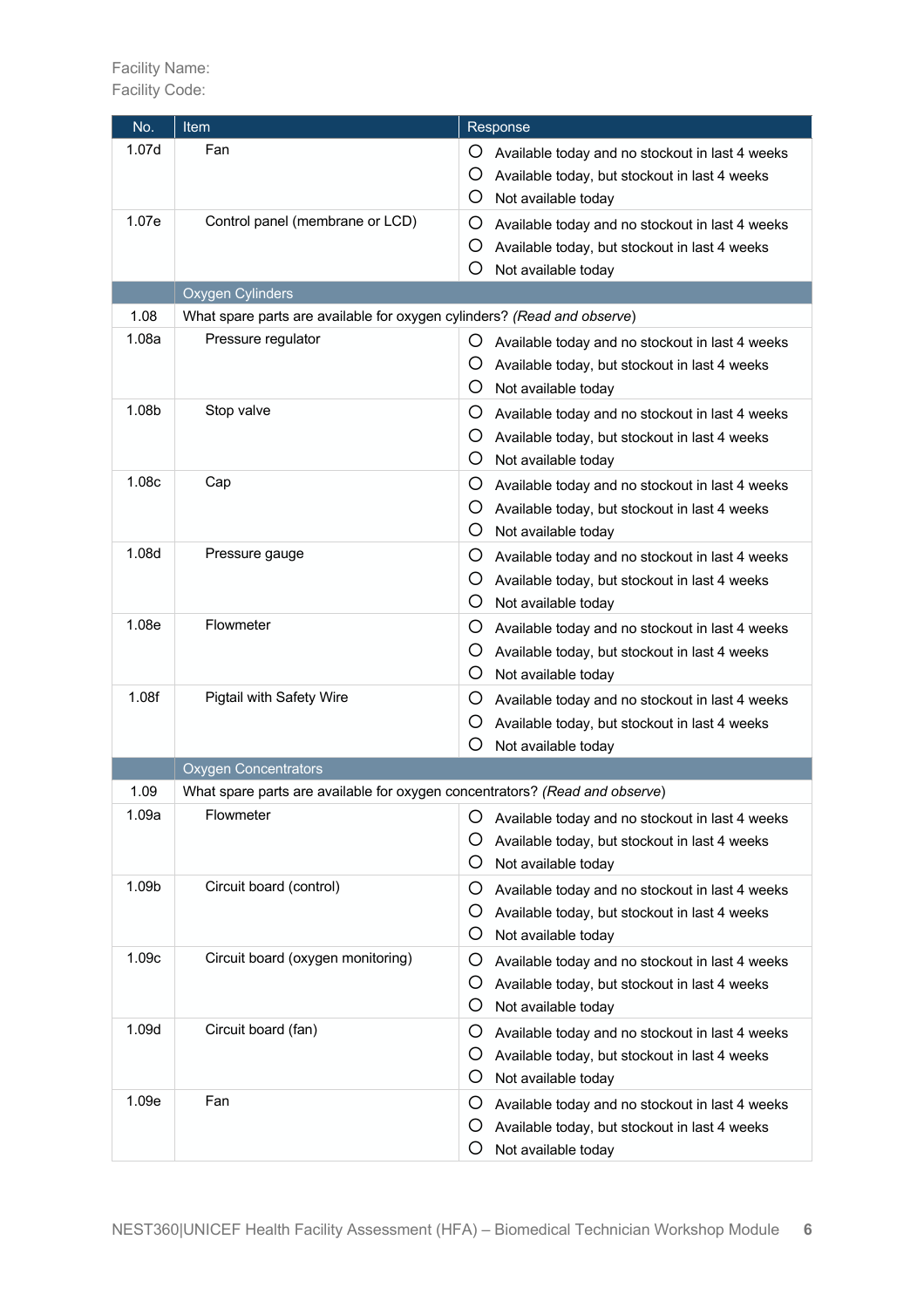Facility Name:
Facility Code:

| No. | Item | Response |
|---|---|---|
| 1.07d | Fan | ○ Available today and no stockout in last 4 weeks<br>○ Available today, but stockout in last 4 weeks<br>○ Not available today |
| 1.07e | Control panel (membrane or LCD) | ○ Available today and no stockout in last 4 weeks<br>○ Available today, but stockout in last 4 weeks<br>○ Not available today |
| | Oxygen Cylinders | |
| 1.08 | What spare parts are available for oxygen cylinders? *(Read and observe)* | |
| 1.08a | Pressure regulator | ○ Available today and no stockout in last 4 weeks<br>○ Available today, but stockout in last 4 weeks<br>○ Not available today |
| 1.08b | Stop valve | ○ Available today and no stockout in last 4 weeks<br>○ Available today, but stockout in last 4 weeks<br>○ Not available today |
| 1.08c | Cap | ○ Available today and no stockout in last 4 weeks<br>○ Available today, but stockout in last 4 weeks<br>○ Not available today |
| 1.08d | Pressure gauge | ○ Available today and no stockout in last 4 weeks<br>○ Available today, but stockout in last 4 weeks<br>○ Not available today |
| 1.08e | Flowmeter | ○ Available today and no stockout in last 4 weeks<br>○ Available today, but stockout in last 4 weeks<br>○ Not available today |
| 1.08f | Pigtail with Safety Wire | ○ Available today and no stockout in last 4 weeks<br>○ Available today, but stockout in last 4 weeks<br>○ Not available today |
| | Oxygen Concentrators | |
| 1.09 | What spare parts are available for oxygen concentrators? *(Read and observe)* | |
| 1.09a | Flowmeter | ○ Available today and no stockout in last 4 weeks<br>○ Available today, but stockout in last 4 weeks<br>○ Not available today |
| 1.09b | Circuit board (control) | ○ Available today and no stockout in last 4 weeks<br>○ Available today, but stockout in last 4 weeks<br>○ Not available today |
| 1.09c | Circuit board (oxygen monitoring) | ○ Available today and no stockout in last 4 weeks<br>○ Available today, but stockout in last 4 weeks<br>○ Not available today |
| 1.09d | Circuit board (fan) | ○ Available today and no stockout in last 4 weeks<br>○ Available today, but stockout in last 4 weeks<br>○ Not available today |
| 1.09e | Fan | ○ Available today and no stockout in last 4 weeks<br>○ Available today, but stockout in last 4 weeks<br>○ Not available today |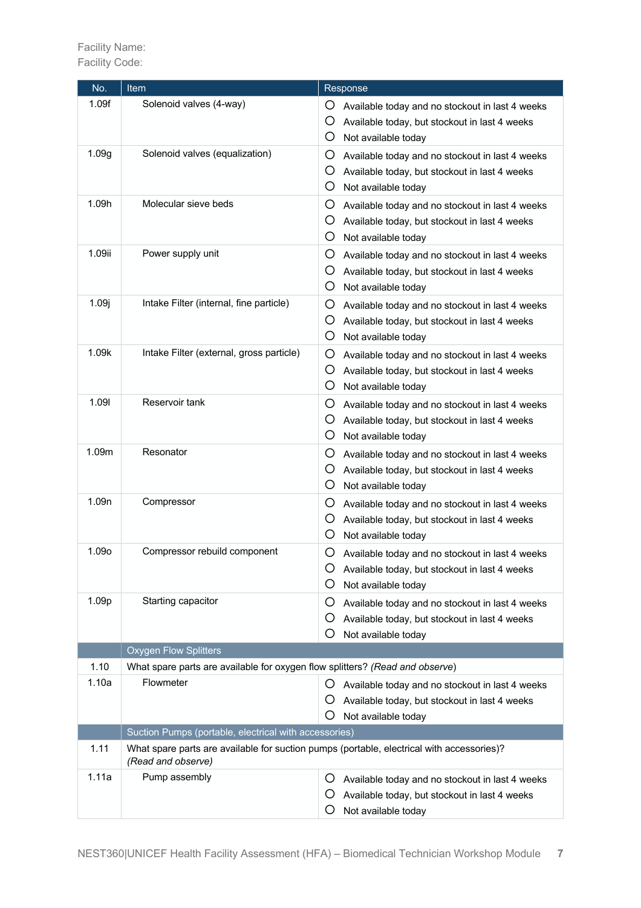Facility Name:
Facility Code:

| No. | Item | Response |
|---|---|---|
| 1.09f | Solenoid valves (4-way) | ○ Available today and no stockout in last 4 weeks<br>○ Available today, but stockout in last 4 weeks<br>○ Not available today |
| 1.09g | Solenoid valves (equalization) | ○ Available today and no stockout in last 4 weeks<br>○ Available today, but stockout in last 4 weeks<br>○ Not available today |
| 1.09h | Molecular sieve beds | ○ Available today and no stockout in last 4 weeks<br>○ Available today, but stockout in last 4 weeks<br>○ Not available today |
| 1.09ii | Power supply unit | ○ Available today and no stockout in last 4 weeks<br>○ Available today, but stockout in last 4 weeks<br>○ Not available today |
| 1.09j | Intake Filter (internal, fine particle) | ○ Available today and no stockout in last 4 weeks<br>○ Available today, but stockout in last 4 weeks<br>○ Not available today |
| 1.09k | Intake Filter (external, gross particle) | ○ Available today and no stockout in last 4 weeks<br>○ Available today, but stockout in last 4 weeks<br>○ Not available today |
| 1.09l | Reservoir tank | ○ Available today and no stockout in last 4 weeks<br>○ Available today, but stockout in last 4 weeks<br>○ Not available today |
| 1.09m | Resonator | ○ Available today and no stockout in last 4 weeks<br>○ Available today, but stockout in last 4 weeks<br>○ Not available today |
| 1.09n | Compressor | ○ Available today and no stockout in last 4 weeks<br>○ Available today, but stockout in last 4 weeks<br>○ Not available today |
| 1.09o | Compressor rebuild component | ○ Available today and no stockout in last 4 weeks<br>○ Available today, but stockout in last 4 weeks<br>○ Not available today |
| 1.09p | Starting capacitor | ○ Available today and no stockout in last 4 weeks<br>○ Available today, but stockout in last 4 weeks<br>○ Not available today |
| | **Oxygen Flow Splitters** | |
| 1.10 | What spare parts are available for oxygen flow splitters? *(Read and observe)* | |
| 1.10a | Flowmeter | ○ Available today and no stockout in last 4 weeks<br>○ Available today, but stockout in last 4 weeks<br>○ Not available today |
| | **Suction Pumps (portable, electrical with accessories)** | |
| 1.11 | What spare parts are available for suction pumps (portable, electrical with accessories)? *(Read and observe)* | |
| 1.11a | Pump assembly | ○ Available today and no stockout in last 4 weeks<br>○ Available today, but stockout in last 4 weeks<br>○ Not available today |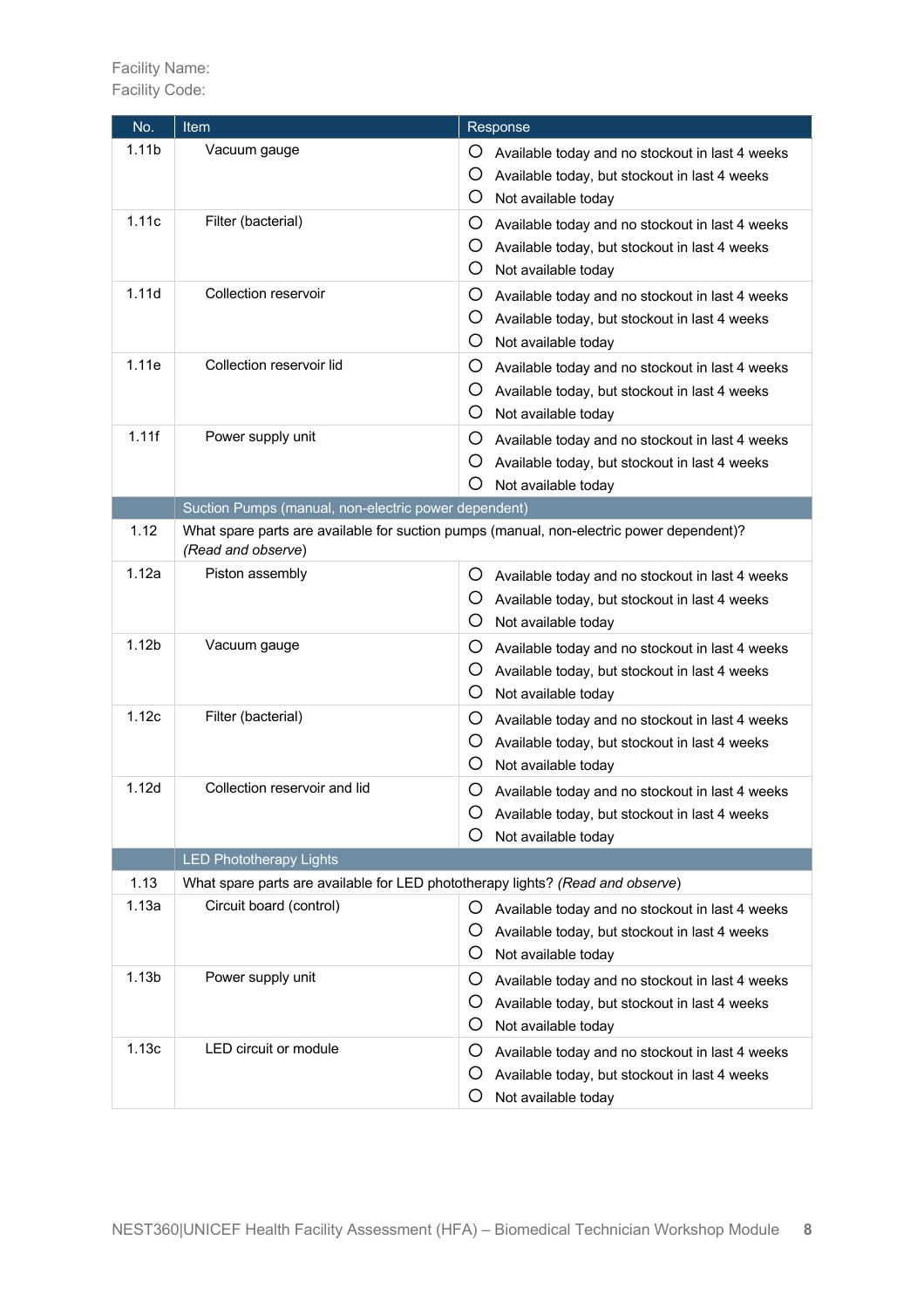Facility Name:
Facility Code:

| No. | Item | Response |
|---|---|---|
| 1.11b | Vacuum gauge | ○ Available today and no stockout in last 4 weeks<br>○ Available today, but stockout in last 4 weeks<br>○ Not available today |
| 1.11c | Filter (bacterial) | ○ Available today and no stockout in last 4 weeks<br>○ Available today, but stockout in last 4 weeks<br>○ Not available today |
| 1.11d | Collection reservoir | ○ Available today and no stockout in last 4 weeks<br>○ Available today, but stockout in last 4 weeks<br>○ Not available today |
| 1.11e | Collection reservoir lid | ○ Available today and no stockout in last 4 weeks<br>○ Available today, but stockout in last 4 weeks<br>○ Not available today |
| 1.11f | Power supply unit | ○ Available today and no stockout in last 4 weeks<br>○ Available today, but stockout in last 4 weeks<br>○ Not available today |
| | **Suction Pumps (manual, non-electric power dependent)** | |
| 1.12 | What spare parts are available for suction pumps (manual, non-electric power dependent)? *(Read and observe)* | |
| 1.12a | Piston assembly | ○ Available today and no stockout in last 4 weeks<br>○ Available today, but stockout in last 4 weeks<br>○ Not available today |
| 1.12b | Vacuum gauge | ○ Available today and no stockout in last 4 weeks<br>○ Available today, but stockout in last 4 weeks<br>○ Not available today |
| 1.12c | Filter (bacterial) | ○ Available today and no stockout in last 4 weeks<br>○ Available today, but stockout in last 4 weeks<br>○ Not available today |
| 1.12d | Collection reservoir and lid | ○ Available today and no stockout in last 4 weeks<br>○ Available today, but stockout in last 4 weeks<br>○ Not available today |
| | **LED Phototherapy Lights** | |
| 1.13 | What spare parts are available for LED phototherapy lights? *(Read and observe)* | |
| 1.13a | Circuit board (control) | ○ Available today and no stockout in last 4 weeks<br>○ Available today, but stockout in last 4 weeks<br>○ Not available today |
| 1.13b | Power supply unit | ○ Available today and no stockout in last 4 weeks<br>○ Available today, but stockout in last 4 weeks<br>○ Not available today |
| 1.13c | LED circuit or module | ○ Available today and no stockout in last 4 weeks<br>○ Available today, but stockout in last 4 weeks<br>○ Not available today |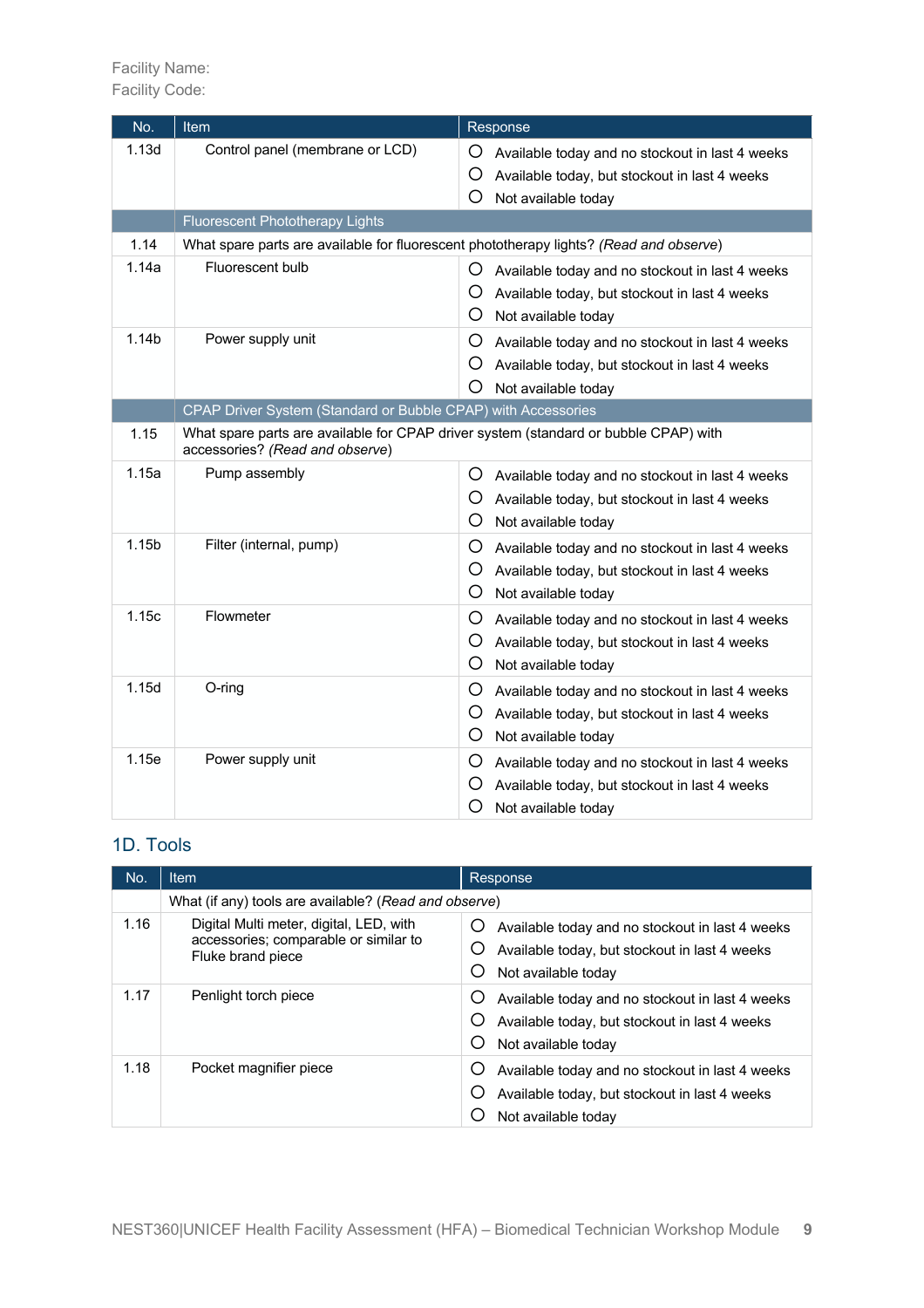Facility Name:
Facility Code:

| No. | Item | Response |
|---|---|---|
| 1.13d | Control panel (membrane or LCD) | ○ Available today and no stockout in last 4 weeks<br>○ Available today, but stockout in last 4 weeks<br>○ Not available today |
| | Fluorescent Phototherapy Lights | |
| 1.14 | What spare parts are available for fluorescent phototherapy lights? *(Read and observe)* | |
| 1.14a | Fluorescent bulb | ○ Available today and no stockout in last 4 weeks<br>○ Available today, but stockout in last 4 weeks<br>○ Not available today |
| 1.14b | Power supply unit | ○ Available today and no stockout in last 4 weeks<br>○ Available today, but stockout in last 4 weeks<br>○ Not available today |
| | CPAP Driver System (Standard or Bubble CPAP) with Accessories | |
| 1.15 | What spare parts are available for CPAP driver system (standard or bubble CPAP) with accessories? *(Read and observe)* | |
| 1.15a | Pump assembly | ○ Available today and no stockout in last 4 weeks<br>○ Available today, but stockout in last 4 weeks<br>○ Not available today |
| 1.15b | Filter (internal, pump) | ○ Available today and no stockout in last 4 weeks<br>○ Available today, but stockout in last 4 weeks<br>○ Not available today |
| 1.15c | Flowmeter | ○ Available today and no stockout in last 4 weeks<br>○ Available today, but stockout in last 4 weeks<br>○ Not available today |
| 1.15d | O-ring | ○ Available today and no stockout in last 4 weeks<br>○ Available today, but stockout in last 4 weeks<br>○ Not available today |
| 1.15e | Power supply unit | ○ Available today and no stockout in last 4 weeks<br>○ Available today, but stockout in last 4 weeks<br>○ Not available today |

## 1D. Tools

| No. | Item | Response |
|---|---|---|
| | What (if any) tools are available? *(Read and observe)* | |
| 1.16 | Digital Multi meter, digital, LED, with accessories; comparable or similar to Fluke brand piece | ○ Available today and no stockout in last 4 weeks<br>○ Available today, but stockout in last 4 weeks<br>○ Not available today |
| 1.17 | Penlight torch piece | ○ Available today and no stockout in last 4 weeks<br>○ Available today, but stockout in last 4 weeks<br>○ Not available today |
| 1.18 | Pocket magnifier piece | ○ Available today and no stockout in last 4 weeks<br>○ Available today, but stockout in last 4 weeks<br>○ Not available today |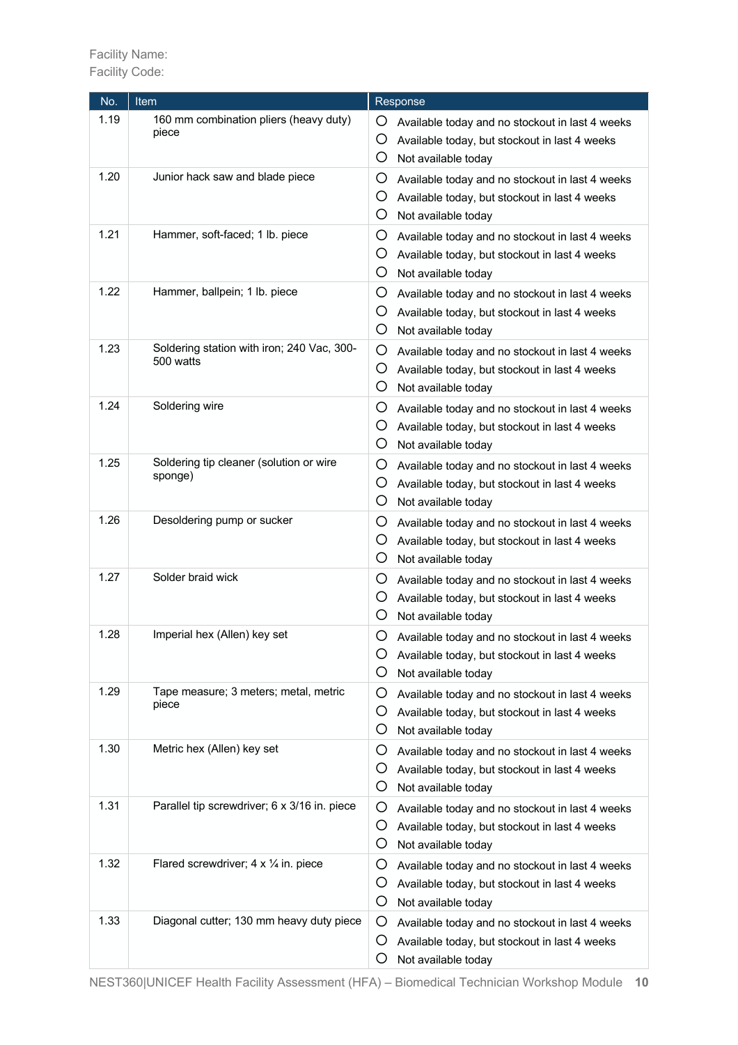Facility Name:
Facility Code:

| No. | Item | Response |
|---|---|---|
| 1.19 | 160 mm combination pliers (heavy duty) piece | ○ Available today and no stockout in last 4 weeks<br>○ Available today, but stockout in last 4 weeks<br>○ Not available today |
| 1.20 | Junior hack saw and blade piece | ○ Available today and no stockout in last 4 weeks<br>○ Available today, but stockout in last 4 weeks<br>○ Not available today |
| 1.21 | Hammer, soft-faced; 1 lb. piece | ○ Available today and no stockout in last 4 weeks<br>○ Available today, but stockout in last 4 weeks<br>○ Not available today |
| 1.22 | Hammer, ballpein; 1 lb. piece | ○ Available today and no stockout in last 4 weeks<br>○ Available today, but stockout in last 4 weeks<br>○ Not available today |
| 1.23 | Soldering station with iron; 240 Vac, 300-500 watts | ○ Available today and no stockout in last 4 weeks<br>○ Available today, but stockout in last 4 weeks<br>○ Not available today |
| 1.24 | Soldering wire | ○ Available today and no stockout in last 4 weeks<br>○ Available today, but stockout in last 4 weeks<br>○ Not available today |
| 1.25 | Soldering tip cleaner (solution or wire sponge) | ○ Available today and no stockout in last 4 weeks<br>○ Available today, but stockout in last 4 weeks<br>○ Not available today |
| 1.26 | Desoldering pump or sucker | ○ Available today and no stockout in last 4 weeks<br>○ Available today, but stockout in last 4 weeks<br>○ Not available today |
| 1.27 | Solder braid wick | ○ Available today and no stockout in last 4 weeks<br>○ Available today, but stockout in last 4 weeks<br>○ Not available today |
| 1.28 | Imperial hex (Allen) key set | ○ Available today and no stockout in last 4 weeks<br>○ Available today, but stockout in last 4 weeks<br>○ Not available today |
| 1.29 | Tape measure; 3 meters; metal, metric piece | ○ Available today and no stockout in last 4 weeks<br>○ Available today, but stockout in last 4 weeks<br>○ Not available today |
| 1.30 | Metric hex (Allen) key set | ○ Available today and no stockout in last 4 weeks<br>○ Available today, but stockout in last 4 weeks<br>○ Not available today |
| 1.31 | Parallel tip screwdriver; 6 x 3/16 in. piece | ○ Available today and no stockout in last 4 weeks<br>○ Available today, but stockout in last 4 weeks<br>○ Not available today |
| 1.32 | Flared screwdriver; 4 x ¼ in. piece | ○ Available today and no stockout in last 4 weeks<br>○ Available today, but stockout in last 4 weeks<br>○ Not available today |
| 1.33 | Diagonal cutter; 130 mm heavy duty piece | ○ Available today and no stockout in last 4 weeks<br>○ Available today, but stockout in last 4 weeks<br>○ Not available today |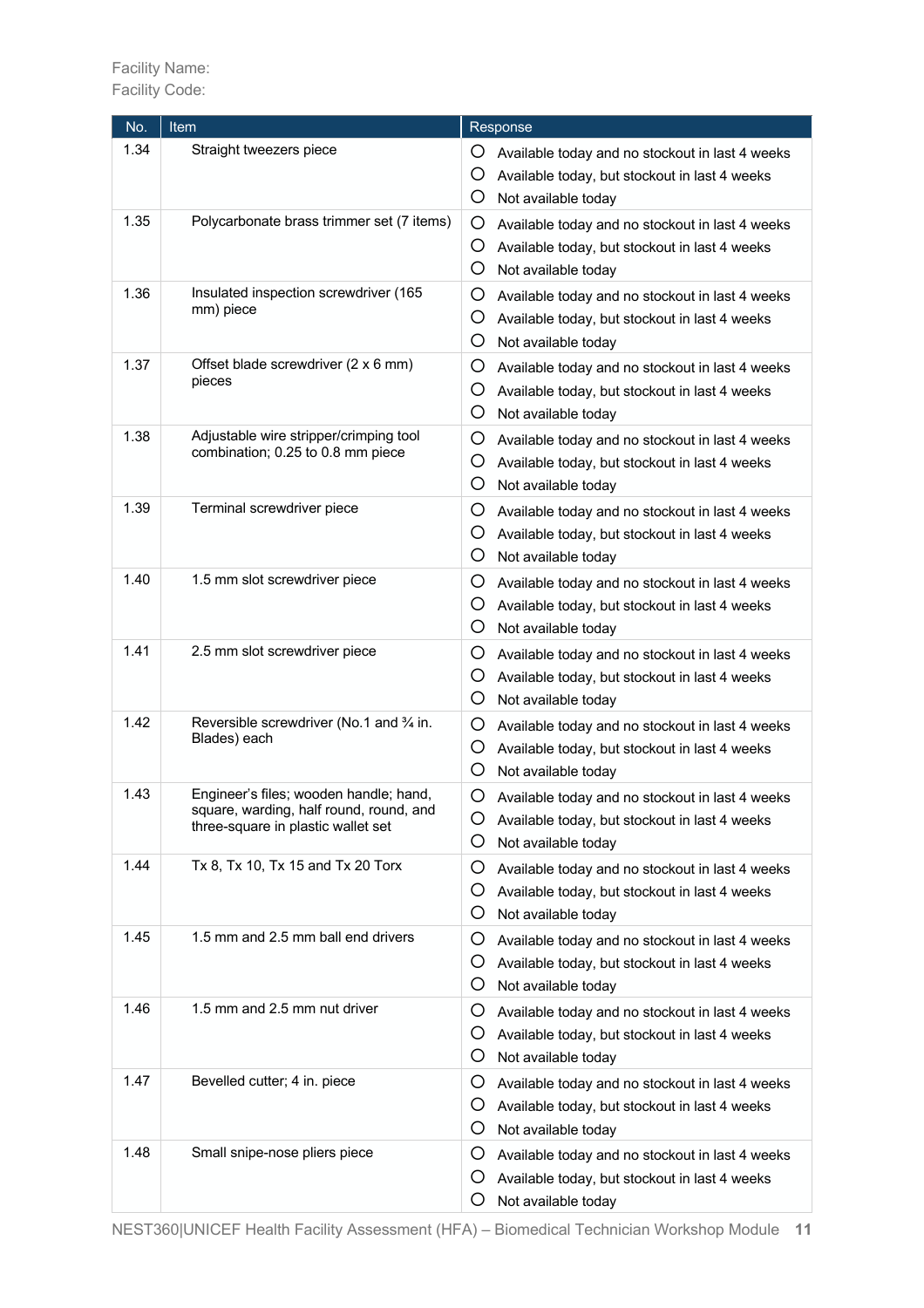Facility Name:
Facility Code:

| No. | Item | Response |
|---|---|---|
| 1.34 | Straight tweezers piece | ○ Available today and no stockout in last 4 weeks<br>○ Available today, but stockout in last 4 weeks<br>○ Not available today |
| 1.35 | Polycarbonate brass trimmer set (7 items) | ○ Available today and no stockout in last 4 weeks<br>○ Available today, but stockout in last 4 weeks<br>○ Not available today |
| 1.36 | Insulated inspection screwdriver (165 mm) piece | ○ Available today and no stockout in last 4 weeks<br>○ Available today, but stockout in last 4 weeks<br>○ Not available today |
| 1.37 | Offset blade screwdriver (2 x 6 mm) pieces | ○ Available today and no stockout in last 4 weeks<br>○ Available today, but stockout in last 4 weeks<br>○ Not available today |
| 1.38 | Adjustable wire stripper/crimping tool combination; 0.25 to 0.8 mm piece | ○ Available today and no stockout in last 4 weeks<br>○ Available today, but stockout in last 4 weeks<br>○ Not available today |
| 1.39 | Terminal screwdriver piece | ○ Available today and no stockout in last 4 weeks<br>○ Available today, but stockout in last 4 weeks<br>○ Not available today |
| 1.40 | 1.5 mm slot screwdriver piece | ○ Available today and no stockout in last 4 weeks<br>○ Available today, but stockout in last 4 weeks<br>○ Not available today |
| 1.41 | 2.5 mm slot screwdriver piece | ○ Available today and no stockout in last 4 weeks<br>○ Available today, but stockout in last 4 weeks<br>○ Not available today |
| 1.42 | Reversible screwdriver (No.1 and ¾ in. Blades) each | ○ Available today and no stockout in last 4 weeks<br>○ Available today, but stockout in last 4 weeks<br>○ Not available today |
| 1.43 | Engineer's files; wooden handle; hand, square, warding, half round, round, and three-square in plastic wallet set | ○ Available today and no stockout in last 4 weeks<br>○ Available today, but stockout in last 4 weeks<br>○ Not available today |
| 1.44 | Tx 8, Tx 10, Tx 15 and Tx 20 Torx | ○ Available today and no stockout in last 4 weeks<br>○ Available today, but stockout in last 4 weeks<br>○ Not available today |
| 1.45 | 1.5 mm and 2.5 mm ball end drivers | ○ Available today and no stockout in last 4 weeks<br>○ Available today, but stockout in last 4 weeks<br>○ Not available today |
| 1.46 | 1.5 mm and 2.5 mm nut driver | ○ Available today and no stockout in last 4 weeks<br>○ Available today, but stockout in last 4 weeks<br>○ Not available today |
| 1.47 | Bevelled cutter; 4 in. piece | ○ Available today and no stockout in last 4 weeks<br>○ Available today, but stockout in last 4 weeks<br>○ Not available today |
| 1.48 | Small snipe-nose pliers piece | ○ Available today and no stockout in last 4 weeks<br>○ Available today, but stockout in last 4 weeks<br>○ Not available today |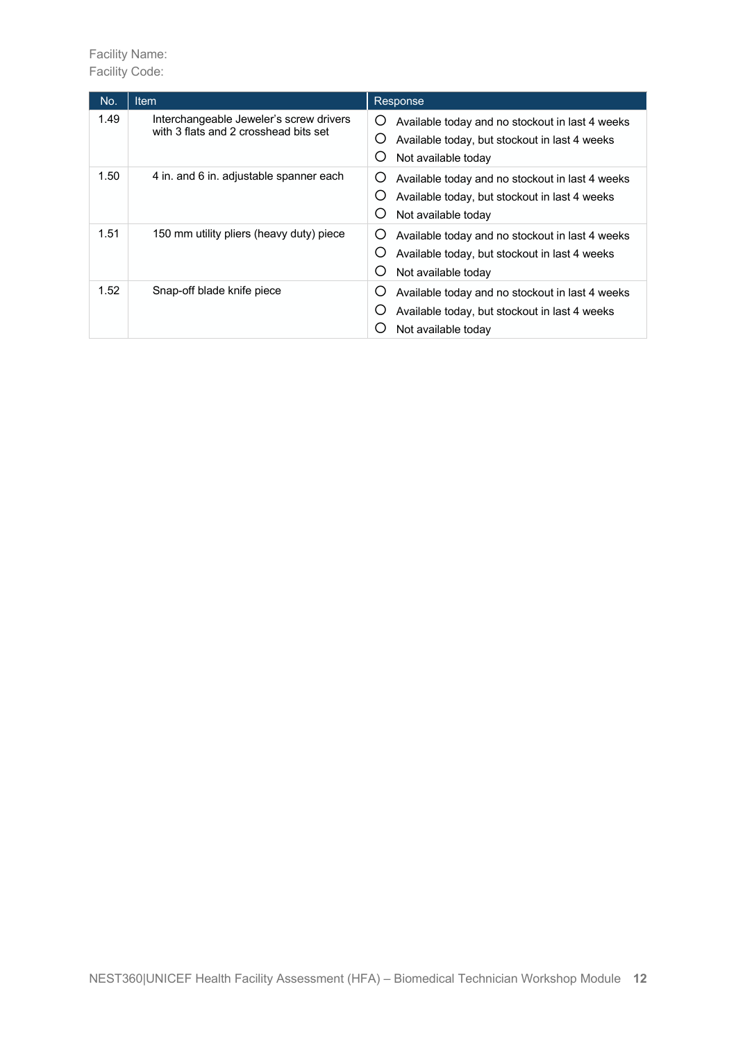Facility Name:
Facility Code:

| No. | Item | Response |
|---|---|---|
| 1.49 | Interchangeable Jeweler's screw drivers with 3 flats and 2 crosshead bits set | ○ Available today and no stockout in last 4 weeks<br>○ Available today, but stockout in last 4 weeks<br>○ Not available today |
| 1.50 | 4 in. and 6 in. adjustable spanner each | ○ Available today and no stockout in last 4 weeks<br>○ Available today, but stockout in last 4 weeks<br>○ Not available today |
| 1.51 | 150 mm utility pliers (heavy duty) piece | ○ Available today and no stockout in last 4 weeks<br>○ Available today, but stockout in last 4 weeks<br>○ Not available today |
| 1.52 | Snap-off blade knife piece | ○ Available today and no stockout in last 4 weeks<br>○ Available today, but stockout in last 4 weeks<br>○ Not available today |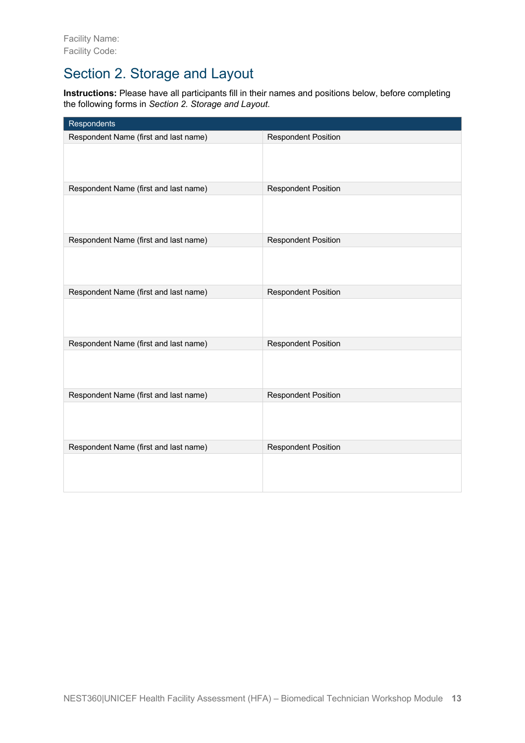Facility Name:
Facility Code:

## Section 2. Storage and Layout

**Instructions:** Please have all participants fill in their names and positions below, before completing the following forms in *Section 2. Storage and Layout*.

| Respondents | |
|---|---|
| Respondent Name (first and last name) | Respondent Position |
| | |
| Respondent Name (first and last name) | Respondent Position |
| | |
| Respondent Name (first and last name) | Respondent Position |
| | |
| Respondent Name (first and last name) | Respondent Position |
| | |
| Respondent Name (first and last name) | Respondent Position |
| | |
| Respondent Name (first and last name) | Respondent Position |
| | |
| Respondent Name (first and last name) | Respondent Position |
| | |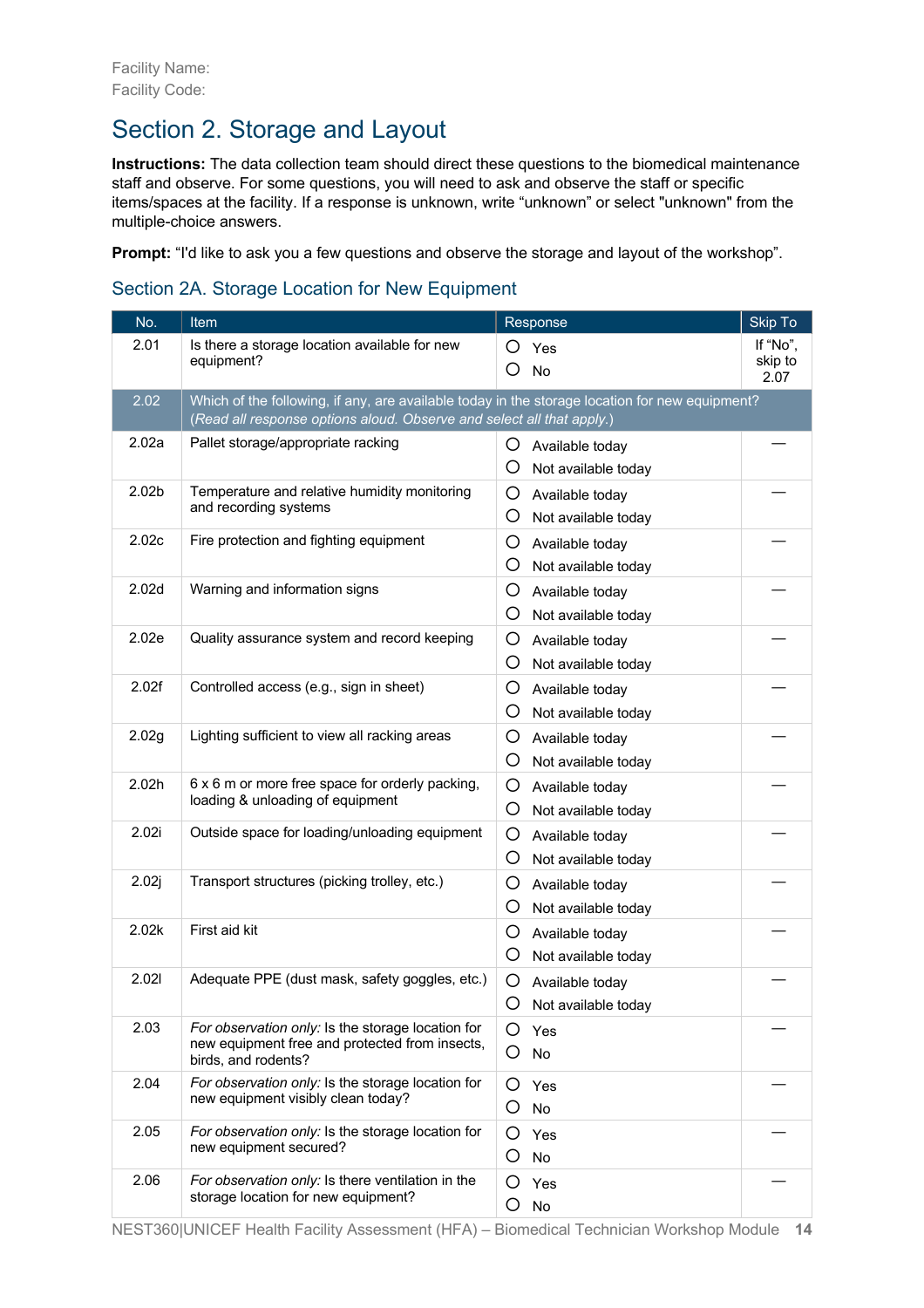Facility Name:
Facility Code:

# Section 2. Storage and Layout

**Instructions:** The data collection team should direct these questions to the biomedical maintenance staff and observe. For some questions, you will need to ask and observe the staff or specific items/spaces at the facility. If a response is unknown, write "unknown" or select "unknown" from the multiple-choice answers.

**Prompt:** "I'd like to ask you a few questions and observe the storage and layout of the workshop".

## Section 2A. Storage Location for New Equipment

| No. | Item | Response | Skip To |
|---|---|---|---|
| 2.01 | Is there a storage location available for new equipment? | ○ Yes<br>○ No | If "No", skip to 2.07 |
| 2.02 | Which of the following, if any, are available today in the storage location for new equipment? *(Read all response options aloud. Observe and select all that apply.)* | | |
| 2.02a | Pallet storage/appropriate racking | ○ Available today<br>○ Not available today | — |
| 2.02b | Temperature and relative humidity monitoring and recording systems | ○ Available today<br>○ Not available today | — |
| 2.02c | Fire protection and fighting equipment | ○ Available today<br>○ Not available today | — |
| 2.02d | Warning and information signs | ○ Available today<br>○ Not available today | — |
| 2.02e | Quality assurance system and record keeping | ○ Available today<br>○ Not available today | — |
| 2.02f | Controlled access (e.g., sign in sheet) | ○ Available today<br>○ Not available today | — |
| 2.02g | Lighting sufficient to view all racking areas | ○ Available today<br>○ Not available today | — |
| 2.02h | 6 x 6 m or more free space for orderly packing, loading & unloading of equipment | ○ Available today<br>○ Not available today | — |
| 2.02i | Outside space for loading/unloading equipment | ○ Available today<br>○ Not available today | — |
| 2.02j | Transport structures (picking trolley, etc.) | ○ Available today<br>○ Not available today | — |
| 2.02k | First aid kit | ○ Available today<br>○ Not available today | — |
| 2.02l | Adequate PPE (dust mask, safety goggles, etc.) | ○ Available today<br>○ Not available today | — |
| 2.03 | *For observation only:* Is the storage location for new equipment free and protected from insects, birds, and rodents? | ○ Yes<br>○ No | — |
| 2.04 | *For observation only:* Is the storage location for new equipment visibly clean today? | ○ Yes<br>○ No | — |
| 2.05 | *For observation only:* Is the storage location for new equipment secured? | ○ Yes<br>○ No | — |
| 2.06 | *For observation only:* Is there ventilation in the storage location for new equipment? | ○ Yes<br>○ No | — |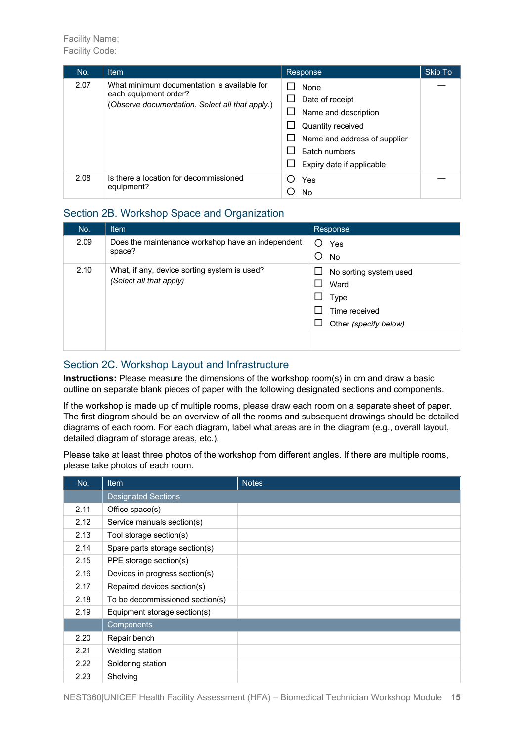Facility Name:
Facility Code:

| No. | Item | Response | Skip To |
|---|---|---|---|
| 2.07 | What minimum documentation is available for each equipment order?<br>(*Observe documentation. Select all that apply.*) | ☐ None<br>☐ Date of receipt<br>☐ Name and description<br>☐ Quantity received<br>☐ Name and address of supplier<br>☐ Batch numbers<br>☐ Expiry date if applicable | — |
| 2.08 | Is there a location for decommissioned equipment? | ○ Yes<br>○ No | — |

## Section 2B. Workshop Space and Organization

| No. | Item | Response |
|---|---|---|
| 2.09 | Does the maintenance workshop have an independent space? | ○ Yes<br>○ No |
| 2.10 | What, if any, device sorting system is used?<br>*(Select all that apply)* | ☐ No sorting system used<br>☐ Ward<br>☐ Type<br>☐ Time received<br>☐ Other *(specify below)* |
| | | |

## Section 2C. Workshop Layout and Infrastructure

**Instructions:** Please measure the dimensions of the workshop room(s) in cm and draw a basic outline on separate blank pieces of paper with the following designated sections and components.

If the workshop is made up of multiple rooms, please draw each room on a separate sheet of paper. The first diagram should be an overview of all the rooms and subsequent drawings should be detailed diagrams of each room. For each diagram, label what areas are in the diagram (e.g., overall layout, detailed diagram of storage areas, etc.).

Please take at least three photos of the workshop from different angles. If there are multiple rooms, please take photos of each room.

| No. | Item | Notes |
|---|---|---|
| | Designated Sections | |
| 2.11 | Office space(s) | |
| 2.12 | Service manuals section(s) | |
| 2.13 | Tool storage section(s) | |
| 2.14 | Spare parts storage section(s) | |
| 2.15 | PPE storage section(s) | |
| 2.16 | Devices in progress section(s) | |
| 2.17 | Repaired devices section(s) | |
| 2.18 | To be decommissioned section(s) | |
| 2.19 | Equipment storage section(s) | |
| | Components | |
| 2.20 | Repair bench | |
| 2.21 | Welding station | |
| 2.22 | Soldering station | |
| 2.23 | Shelving | |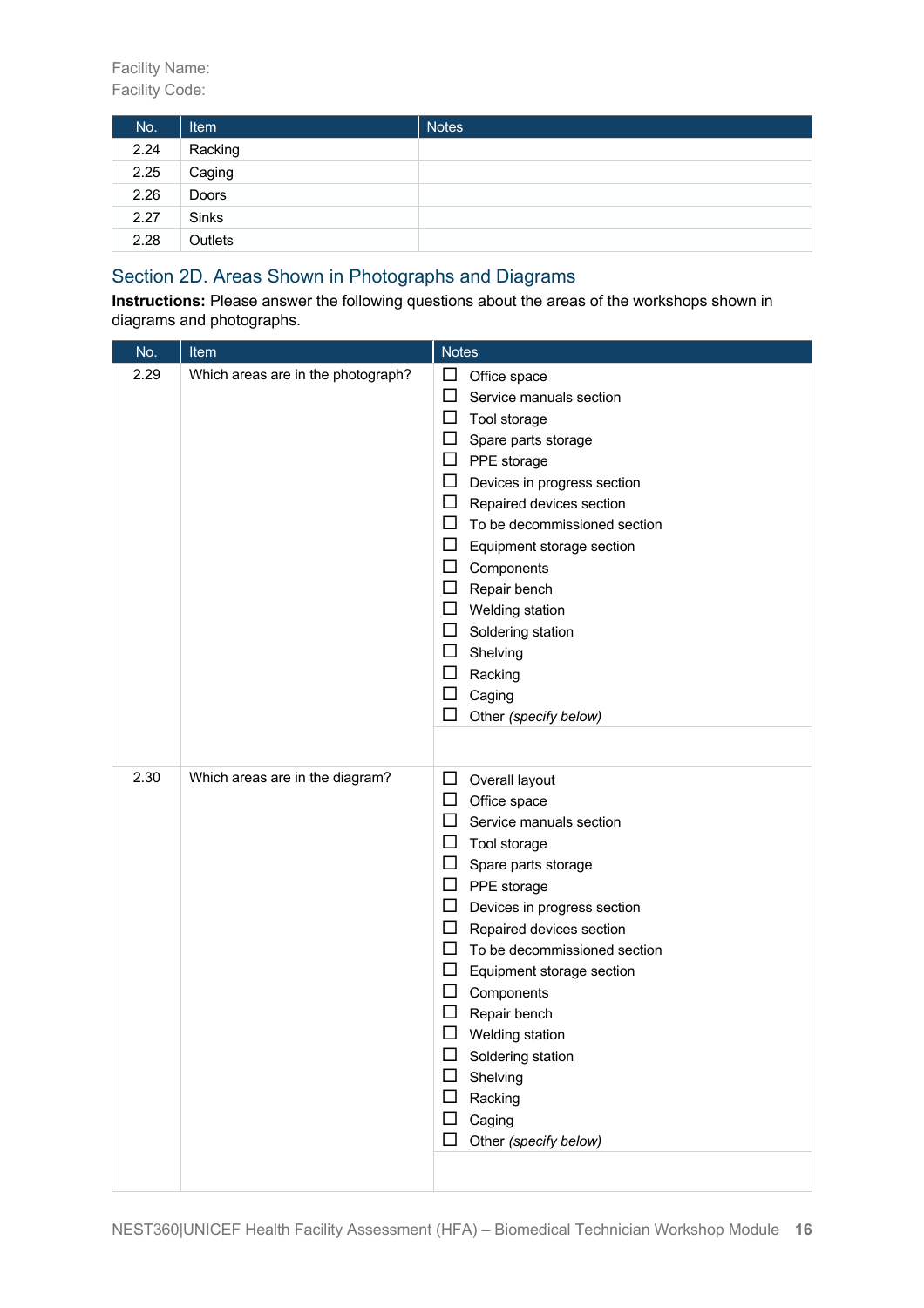Facility Name:
Facility Code:

| No. | Item | Notes |
|---|---|---|
| 2.24 | Racking | |
| 2.25 | Caging | |
| 2.26 | Doors | |
| 2.27 | Sinks | |
| 2.28 | Outlets | |

## Section 2D. Areas Shown in Photographs and Diagrams

**Instructions:** Please answer the following questions about the areas of the workshops shown in diagrams and photographs.

| No. | Item | Notes |
|---|---|---|
| 2.29 | Which areas are in the photograph? | ☐ Office space<br>☐ Service manuals section<br>☐ Tool storage<br>☐ Spare parts storage<br>☐ PPE storage<br>☐ Devices in progress section<br>☐ Repaired devices section<br>☐ To be decommissioned section<br>☐ Equipment storage section<br>☐ Components<br>☐ Repair bench<br>☐ Welding station<br>☐ Soldering station<br>☐ Shelving<br>☐ Racking<br>☐ Caging<br>☐ Other *(specify below)* |
| | | |
| 2.30 | Which areas are in the diagram? | ☐ Overall layout<br>☐ Office space<br>☐ Service manuals section<br>☐ Tool storage<br>☐ Spare parts storage<br>☐ PPE storage<br>☐ Devices in progress section<br>☐ Repaired devices section<br>☐ To be decommissioned section<br>☐ Equipment storage section<br>☐ Components<br>☐ Repair bench<br>☐ Welding station<br>☐ Soldering station<br>☐ Shelving<br>☐ Racking<br>☐ Caging<br>☐ Other *(specify below)* |
| | | |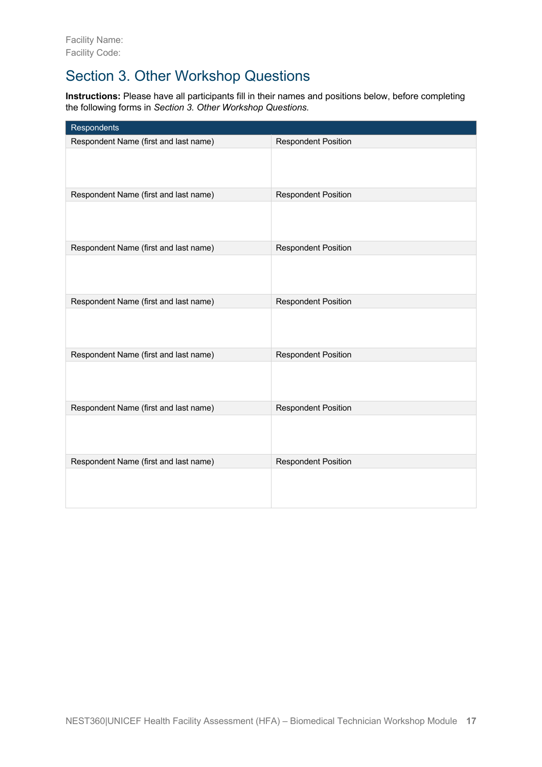Facility Name:
Facility Code:

## Section 3. Other Workshop Questions

**Instructions:** Please have all participants fill in their names and positions below, before completing the following forms in *Section 3. Other Workshop Questions*.

| Respondents | |
|---|---|
| Respondent Name (first and last name) | Respondent Position |
| | |
| Respondent Name (first and last name) | Respondent Position |
| | |
| Respondent Name (first and last name) | Respondent Position |
| | |
| Respondent Name (first and last name) | Respondent Position |
| | |
| Respondent Name (first and last name) | Respondent Position |
| | |
| Respondent Name (first and last name) | Respondent Position |
| | |
| Respondent Name (first and last name) | Respondent Position |
| | |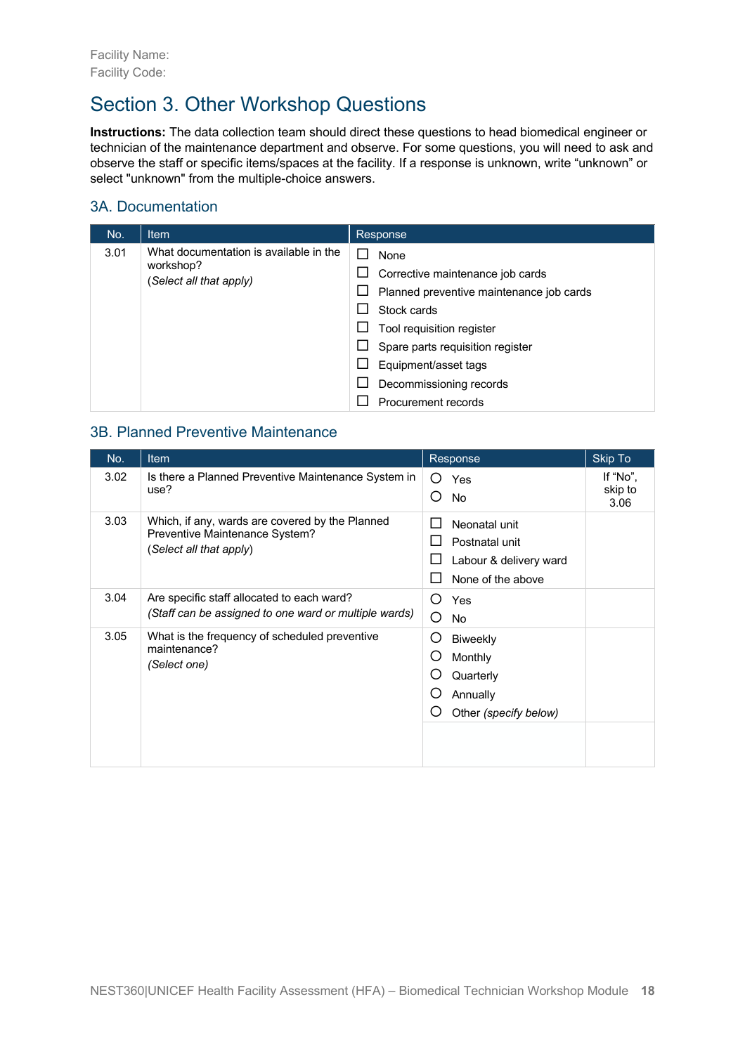Facility Name:
Facility Code:

# Section 3. Other Workshop Questions

**Instructions:** The data collection team should direct these questions to head biomedical engineer or technician of the maintenance department and observe. For some questions, you will need to ask and observe the staff or specific items/spaces at the facility. If a response is unknown, write "unknown" or select "unknown" from the multiple-choice answers.

## 3A. Documentation

| No. | Item | Response |
|---|---|---|
| 3.01 | What documentation is available in the workshop?<br>*(Select all that apply)* | ☐ None<br>☐ Corrective maintenance job cards<br>☐ Planned preventive maintenance job cards<br>☐ Stock cards<br>☐ Tool requisition register<br>☐ Spare parts requisition register<br>☐ Equipment/asset tags<br>☐ Decommissioning records<br>☐ Procurement records |

## 3B. Planned Preventive Maintenance

| No. | Item | Response | Skip To |
|---|---|---|---|
| 3.02 | Is there a Planned Preventive Maintenance System in use? | ○ Yes<br>○ No | If "No", skip to 3.06 |
| 3.03 | Which, if any, wards are covered by the Planned Preventive Maintenance System?<br>*(Select all that apply)* | ☐ Neonatal unit<br>☐ Postnatal unit<br>☐ Labour & delivery ward<br>☐ None of the above | |
| 3.04 | Are specific staff allocated to each ward?<br>*(Staff can be assigned to one ward or multiple wards)* | ○ Yes<br>○ No | |
| 3.05 | What is the frequency of scheduled preventive maintenance?<br>*(Select one)* | ○ Biweekly<br>○ Monthly<br>○ Quarterly<br>○ Annually<br>○ Other *(specify below)* | |
| | | | |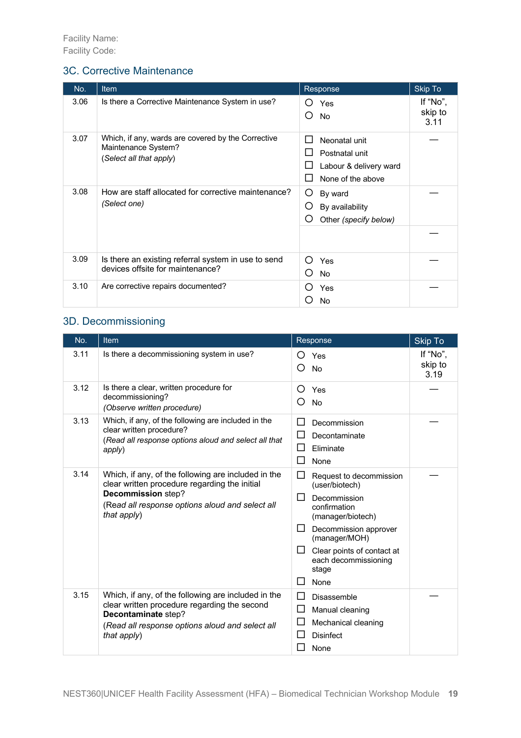Facility Name:
Facility Code:

## 3C. Corrective Maintenance

| No. | Item | Response | Skip To |
|---|---|---|---|
| 3.06 | Is there a Corrective Maintenance System in use? | ○ Yes<br>○ No | If "No", skip to 3.11 |
| 3.07 | Which, if any, wards are covered by the Corrective Maintenance System?<br>(*Select all that apply*) | ☐ Neonatal unit<br>☐ Postnatal unit<br>☐ Labour & delivery ward<br>☐ None of the above | — |
| 3.08 | How are staff allocated for corrective maintenance?<br>*(Select one)* | ○ By ward<br>○ By availability<br>○ Other *(specify below)* | — |
| | | | — |
| 3.09 | Is there an existing referral system in use to send devices offsite for maintenance? | ○ Yes<br>○ No | — |
| 3.10 | Are corrective repairs documented? | ○ Yes<br>○ No | — |

## 3D. Decommissioning

| No. | Item | Response | Skip To |
|---|---|---|---|
| 3.11 | Is there a decommissioning system in use? | ○ Yes<br>○ No | If "No", skip to 3.19 |
| 3.12 | Is there a clear, written procedure for decommissioning?<br>*(Observe written procedure)* | ○ Yes<br>○ No | — |
| 3.13 | Which, if any, of the following are included in the clear written procedure?<br>(*Read all response options aloud and select all that apply*) | ☐ Decommission<br>☐ Decontaminate<br>☐ Eliminate<br>☐ None | — |
| 3.14 | Which, if any, of the following are included in the clear written procedure regarding the initial **Decommission** step?<br>(Read *all response options aloud and select all that apply*) | ☐ Request to decommission (user/biotech)<br>☐ Decommission confirmation (manager/biotech)<br>☐ Decommission approver (manager/MOH)<br>☐ Clear points of contact at each decommissioning stage<br>☐ None | — |
| 3.15 | Which, if any, of the following are included in the clear written procedure regarding the second **Decontaminate** step?<br>(*Read all response options aloud and select all that apply*) | ☐ Disassemble<br>☐ Manual cleaning<br>☐ Mechanical cleaning<br>☐ Disinfect<br>☐ None | — |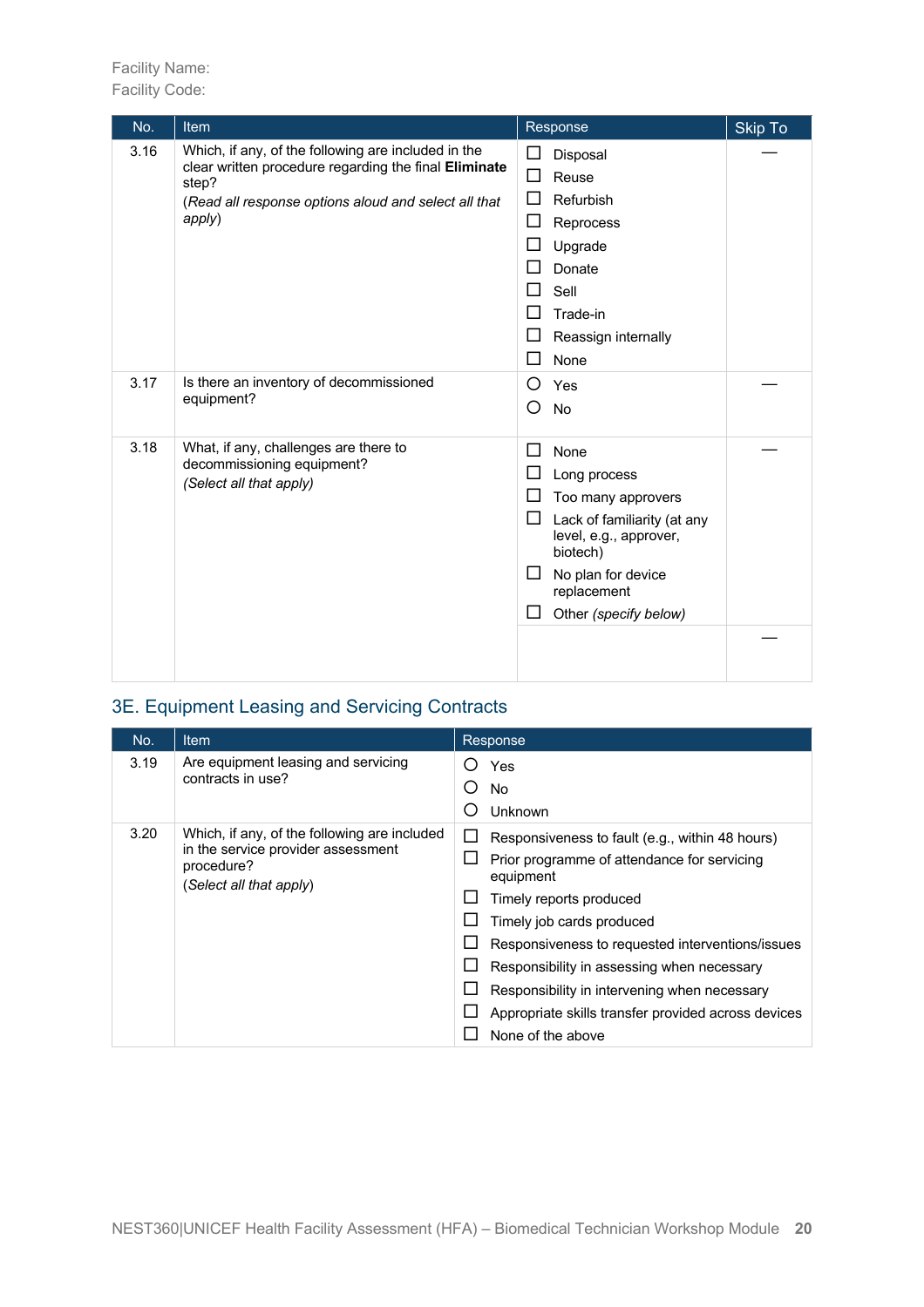Facility Name:
Facility Code:

| No. | Item | Response | Skip To |
|---|---|---|---|
| 3.16 | Which, if any, of the following are included in the clear written procedure regarding the final **Eliminate** step?<br>(*Read all response options aloud and select all that apply*) | ☐ Disposal<br>☐ Reuse<br>☐ Refurbish<br>☐ Reprocess<br>☐ Upgrade<br>☐ Donate<br>☐ Sell<br>☐ Trade-in<br>☐ Reassign internally<br>☐ None | — |
| 3.17 | Is there an inventory of decommissioned equipment? | ○ Yes<br>○ No | — |
| 3.18 | What, if any, challenges are there to decommissioning equipment?<br>*(Select all that apply)* | ☐ None<br>☐ Long process<br>☐ Too many approvers<br>☐ Lack of familiarity (at any level, e.g., approver, biotech)<br>☐ No plan for device replacement<br>☐ Other *(specify below)* | — |
| | | | — |

## 3E. Equipment Leasing and Servicing Contracts

| No. | Item | Response |
|---|---|---|
| 3.19 | Are equipment leasing and servicing contracts in use? | ○ Yes<br>○ No<br>○ Unknown |
| 3.20 | Which, if any, of the following are included in the service provider assessment procedure?<br>(*Select all that apply*) | ☐ Responsiveness to fault (e.g., within 48 hours)<br>☐ Prior programme of attendance for servicing equipment<br>☐ Timely reports produced<br>☐ Timely job cards produced<br>☐ Responsiveness to requested interventions/issues<br>☐ Responsibility in assessing when necessary<br>☐ Responsibility in intervening when necessary<br>☐ Appropriate skills transfer provided across devices<br>☐ None of the above |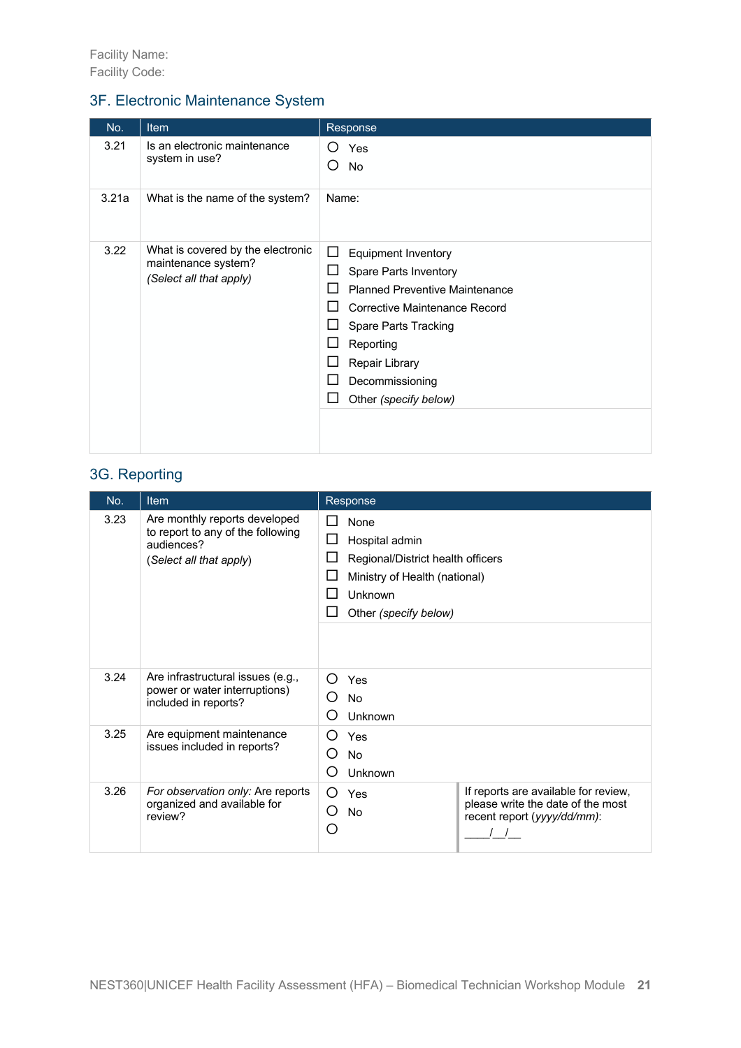Facility Name:
Facility Code:

## 3F. Electronic Maintenance System

| No. | Item | Response |
|---|---|---|
| 3.21 | Is an electronic maintenance system in use? | ○ Yes<br>○ No |
| 3.21a | What is the name of the system? | Name: |
| 3.22 | What is covered by the electronic maintenance system?<br>*(Select all that apply)* | ☐ Equipment Inventory<br>☐ Spare Parts Inventory<br>☐ Planned Preventive Maintenance<br>☐ Corrective Maintenance Record<br>☐ Spare Parts Tracking<br>☐ Reporting<br>☐ Repair Library<br>☐ Decommissioning<br>☐ Other *(specify below)* |
| | | |

## 3G. Reporting

| No. | Item | Response | |
|---|---|---|---|
| 3.23 | Are monthly reports developed to report to any of the following audiences?<br>(*Select all that apply*) | ☐ None<br>☐ Hospital admin<br>☐ Regional/District health officers<br>☐ Ministry of Health (national)<br>☐ Unknown<br>☐ Other *(specify below)* | |
| | | | |
| 3.24 | Are infrastructural issues (e.g., power or water interruptions) included in reports? | ○ Yes<br>○ No<br>○ Unknown | |
| 3.25 | Are equipment maintenance issues included in reports? | ○ Yes<br>○ No<br>○ Unknown | |
| 3.26 | *For observation only:* Are reports organized and available for review? | ○ Yes<br>○ No<br>○ | If reports are available for review, please write the date of the most recent report (*yyyy/dd/mm*):<br>\_\_\_\_/\_\_/\_\_ |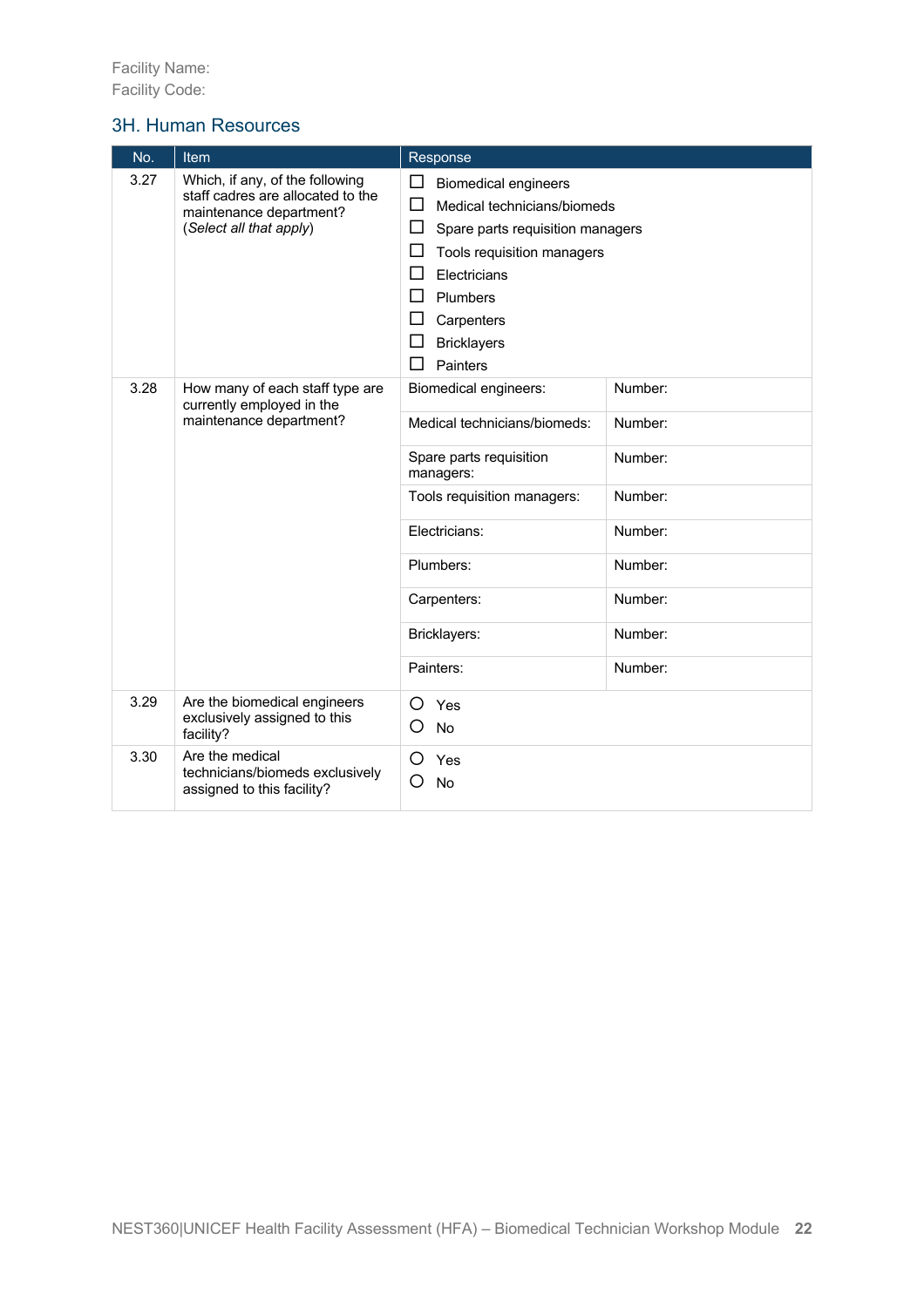Facility Name:
Facility Code:

## 3H. Human Resources

| No. | Item | Response | |
|---|---|---|---|
| 3.27 | Which, if any, of the following staff cadres are allocated to the maintenance department? (*Select all that apply*) | ☐ Biomedical engineers<br>☐ Medical technicians/biomeds<br>☐ Spare parts requisition managers<br>☐ Tools requisition managers<br>☐ Electricians<br>☐ Plumbers<br>☐ Carpenters<br>☐ Bricklayers<br>☐ Painters | |
| 3.28 | How many of each staff type are currently employed in the maintenance department? | Biomedical engineers: | Number: |
| | | Medical technicians/biomeds: | Number: |
| | | Spare parts requisition managers: | Number: |
| | | Tools requisition managers: | Number: |
| | | Electricians: | Number: |
| | | Plumbers: | Number: |
| | | Carpenters: | Number: |
| | | Bricklayers: | Number: |
| | | Painters: | Number: |
| 3.29 | Are the biomedical engineers exclusively assigned to this facility? | ○ Yes<br>○ No | |
| 3.30 | Are the medical technicians/biomeds exclusively assigned to this facility? | ○ Yes<br>○ No | |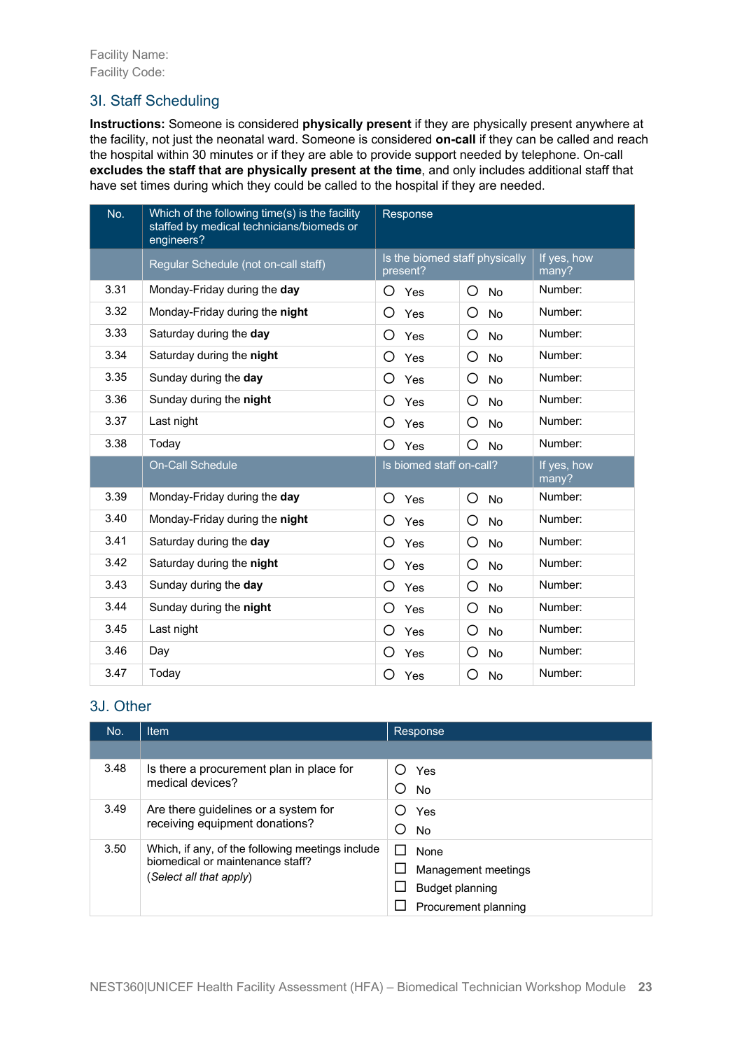Facility Name:
Facility Code:

## 3I. Staff Scheduling

**Instructions:** Someone is considered **physically present** if they are physically present anywhere at the facility, not just the neonatal ward. Someone is considered **on-call** if they can be called and reach the hospital within 30 minutes or if they are able to provide support needed by telephone. On-call **excludes the staff that are physically present at the time**, and only includes additional staff that have set times during which they could be called to the hospital if they are needed.

| No. | Which of the following time(s) is the facility staffed by medical technicians/biomeds or engineers? | Response | | |
|---|---|---|---|---|
| | Regular Schedule (not on-call staff) | Is the biomed staff physically present? | | If yes, how many? |
| 3.31 | Monday-Friday during the **day** | ○ Yes | ○ No | Number: |
| 3.32 | Monday-Friday during the **night** | ○ Yes | ○ No | Number: |
| 3.33 | Saturday during the **day** | ○ Yes | ○ No | Number: |
| 3.34 | Saturday during the **night** | ○ Yes | ○ No | Number: |
| 3.35 | Sunday during the **day** | ○ Yes | ○ No | Number: |
| 3.36 | Sunday during the **night** | ○ Yes | ○ No | Number: |
| 3.37 | Last night | ○ Yes | ○ No | Number: |
| 3.38 | Today | ○ Yes | ○ No | Number: |
| | On-Call Schedule | Is biomed staff on-call? | | If yes, how many? |
| 3.39 | Monday-Friday during the **day** | ○ Yes | ○ No | Number: |
| 3.40 | Monday-Friday during the **night** | ○ Yes | ○ No | Number: |
| 3.41 | Saturday during the **day** | ○ Yes | ○ No | Number: |
| 3.42 | Saturday during the **night** | ○ Yes | ○ No | Number: |
| 3.43 | Sunday during the **day** | ○ Yes | ○ No | Number: |
| 3.44 | Sunday during the **night** | ○ Yes | ○ No | Number: |
| 3.45 | Last night | ○ Yes | ○ No | Number: |
| 3.46 | Day | ○ Yes | ○ No | Number: |
| 3.47 | Today | ○ Yes | ○ No | Number: |

## 3J. Other

| No. | Item | Response |
|---|---|---|
| | | |
| 3.48 | Is there a procurement plan in place for medical devices? | ○ Yes<br>○ No |
| 3.49 | Are there guidelines or a system for receiving equipment donations? | ○ Yes<br>○ No |
| 3.50 | Which, if any, of the following meetings include biomedical or maintenance staff?<br>(*Select all that apply*) | ☐ None<br>☐ Management meetings<br>☐ Budget planning<br>☐ Procurement planning |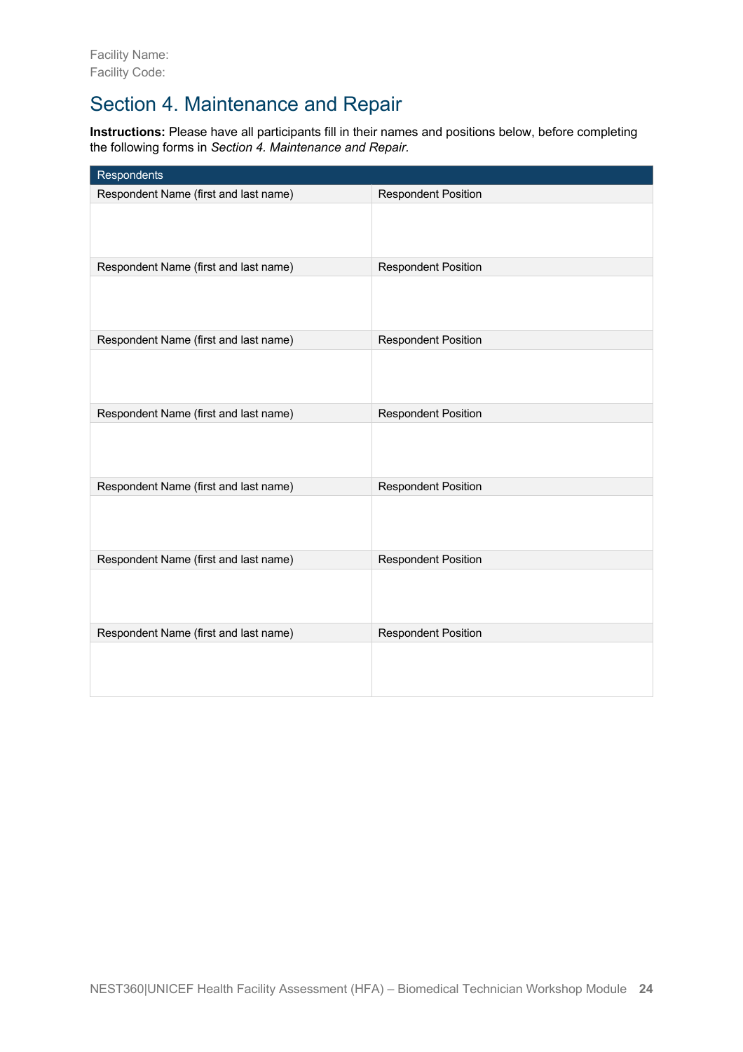Facility Name:
Facility Code:

# Section 4. Maintenance and Repair

**Instructions:** Please have all participants fill in their names and positions below, before completing the following forms in *Section 4. Maintenance and Repair.*

| Respondents | |
|---|---|
| Respondent Name (first and last name) | Respondent Position |
| | |
| Respondent Name (first and last name) | Respondent Position |
| | |
| Respondent Name (first and last name) | Respondent Position |
| | |
| Respondent Name (first and last name) | Respondent Position |
| | |
| Respondent Name (first and last name) | Respondent Position |
| | |
| Respondent Name (first and last name) | Respondent Position |
| | |
| Respondent Name (first and last name) | Respondent Position |
| | |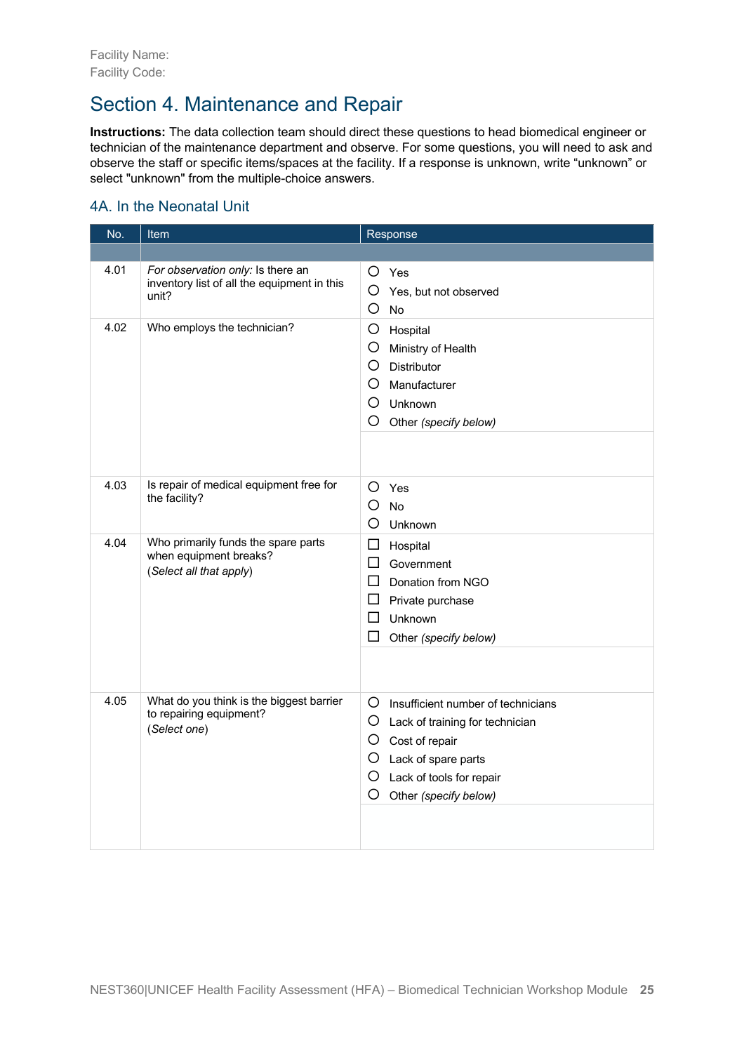Facility Name:
Facility Code:

## Section 4. Maintenance and Repair

**Instructions:** The data collection team should direct these questions to head biomedical engineer or technician of the maintenance department and observe. For some questions, you will need to ask and observe the staff or specific items/spaces at the facility. If a response is unknown, write "unknown" or select "unknown" from the multiple-choice answers.

### 4A. In the Neonatal Unit

| No. | Item | Response |
|---|---|---|
| | | |
| 4.01 | *For observation only:* Is there an inventory list of all the equipment in this unit? | ○ Yes<br>○ Yes, but not observed<br>○ No |
| 4.02 | Who employs the technician? | ○ Hospital<br>○ Ministry of Health<br>○ Distributor<br>○ Manufacturer<br>○ Unknown<br>○ Other *(specify below)*<br><br>_______________ |
| 4.03 | Is repair of medical equipment free for the facility? | ○ Yes<br>○ No<br>○ Unknown |
| 4.04 | Who primarily funds the spare parts when equipment breaks?<br>(*Select all that apply*) | ☐ Hospital<br>☐ Government<br>☐ Donation from NGO<br>☐ Private purchase<br>☐ Unknown<br>☐ Other *(specify below)*<br><br>_______________ |
| 4.05 | What do you think is the biggest barrier to repairing equipment?<br>(*Select one*) | ○ Insufficient number of technicians<br>○ Lack of training for technician<br>○ Cost of repair<br>○ Lack of spare parts<br>○ Lack of tools for repair<br>○ Other *(specify below)*<br><br>_______________ |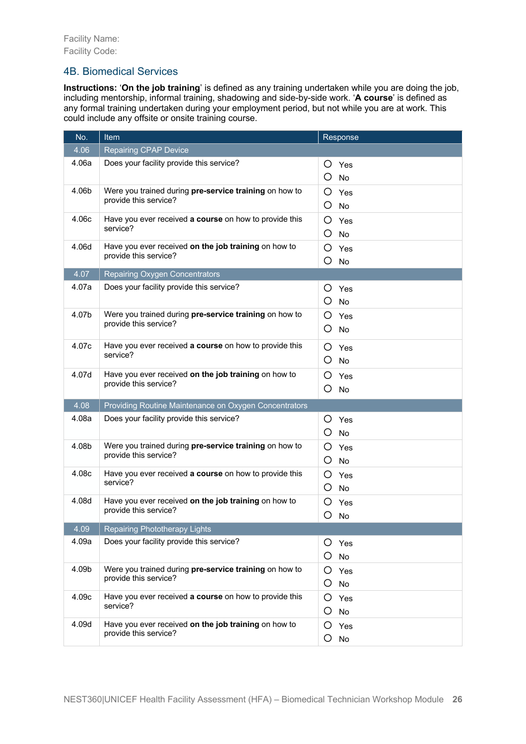Facility Name:
Facility Code:

## 4B. Biomedical Services

**Instructions:** '**On the job training**' is defined as any training undertaken while you are doing the job, including mentorship, informal training, shadowing and side-by-side work. '**A course**' is defined as any formal training undertaken during your employment period, but not while you are at work. This could include any offsite or onsite training course.

| No. | Item | Response |
|---|---|---|
| 4.06 | Repairing CPAP Device | |
| 4.06a | Does your facility provide this service? | ○ Yes ○ No |
| 4.06b | Were you trained during **pre-service training** on how to provide this service? | ○ Yes ○ No |
| 4.06c | Have you ever received **a course** on how to provide this service? | ○ Yes ○ No |
| 4.06d | Have you ever received **on the job training** on how to provide this service? | ○ Yes ○ No |
| 4.07 | Repairing Oxygen Concentrators | |
| 4.07a | Does your facility provide this service? | ○ Yes ○ No |
| 4.07b | Were you trained during **pre-service training** on how to provide this service? | ○ Yes ○ No |
| 4.07c | Have you ever received **a course** on how to provide this service? | ○ Yes ○ No |
| 4.07d | Have you ever received **on the job training** on how to provide this service? | ○ Yes ○ No |
| 4.08 | Providing Routine Maintenance on Oxygen Concentrators | |
| 4.08a | Does your facility provide this service? | ○ Yes ○ No |
| 4.08b | Were you trained during **pre-service training** on how to provide this service? | ○ Yes ○ No |
| 4.08c | Have you ever received **a course** on how to provide this service? | ○ Yes ○ No |
| 4.08d | Have you ever received **on the job training** on how to provide this service? | ○ Yes ○ No |
| 4.09 | Repairing Phototherapy Lights | |
| 4.09a | Does your facility provide this service? | ○ Yes ○ No |
| 4.09b | Were you trained during **pre-service training** on how to provide this service? | ○ Yes ○ No |
| 4.09c | Have you ever received **a course** on how to provide this service? | ○ Yes ○ No |
| 4.09d | Have you ever received **on the job training** on how to provide this service? | ○ Yes ○ No |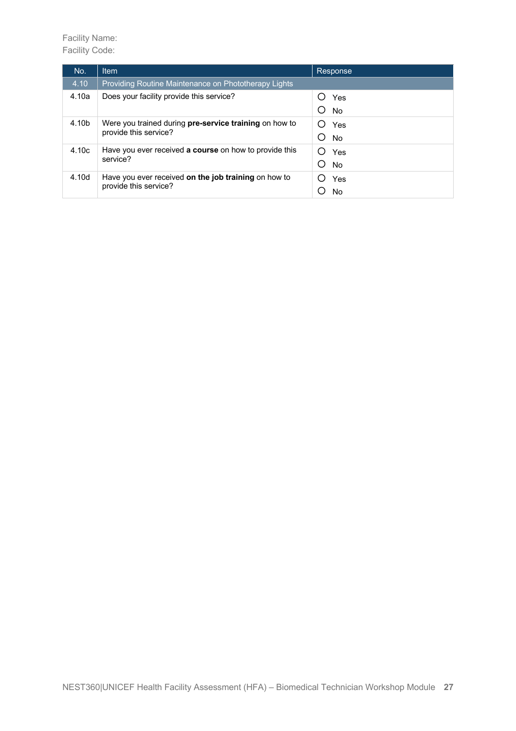Facility Name:
Facility Code:

| No. | Item | Response |
|---|---|---|
| 4.10 | Providing Routine Maintenance on Phototherapy Lights | |
| 4.10a | Does your facility provide this service? | ○ Yes<br>○ No |
| 4.10b | Were you trained during **pre-service training** on how to provide this service? | ○ Yes<br>○ No |
| 4.10c | Have you ever received **a course** on how to provide this service? | ○ Yes<br>○ No |
| 4.10d | Have you ever received **on the job training** on how to provide this service? | ○ Yes<br>○ No |